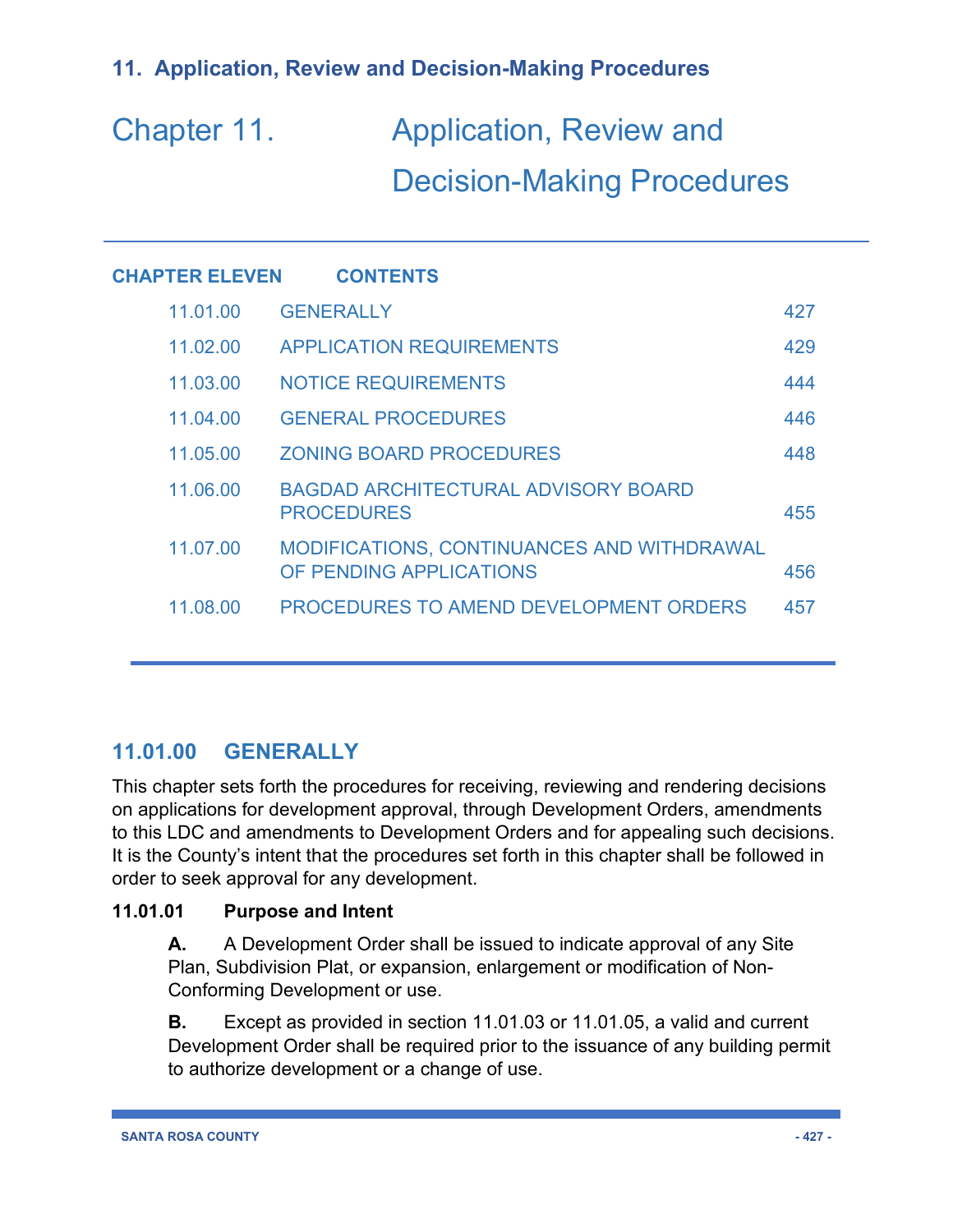# Chapter 11. Application, Review and Decision-Making Procedures

**CHAPTER ELEVEN CONTENTS**

| | | |
|---|---|---|
| 11.01.00 | GENERALLY | 427 |
| 11.02.00 | APPLICATION REQUIREMENTS | 429 |
| 11.03.00 | NOTICE REQUIREMENTS | 444 |
| 11.04.00 | GENERAL PROCEDURES | 446 |
| 11.05.00 | ZONING BOARD PROCEDURES | 448 |
| 11.06.00 | BAGDAD ARCHITECTURAL ADVISORY BOARD PROCEDURES | 455 |
| 11.07.00 | MODIFICATIONS, CONTINUANCES AND WITHDRAWAL OF PENDING APPLICATIONS | 456 |
| 11.08.00 | PROCEDURES TO AMEND DEVELOPMENT ORDERS | 457 |

## 11.01.00 GENERALLY

This chapter sets forth the procedures for receiving, reviewing and rendering decisions on applications for development approval, through Development Orders, amendments to this LDC and amendments to Development Orders and for appealing such decisions. It is the County's intent that the procedures set forth in this chapter shall be followed in order to seek approval for any development.

### 11.01.01 Purpose and Intent

**A.** A Development Order shall be issued to indicate approval of any Site Plan, Subdivision Plat, or expansion, enlargement or modification of Non-Conforming Development or use.

**B.** Except as provided in section 11.01.03 or 11.01.05, a valid and current Development Order shall be required prior to the issuance of any building permit to authorize development or a change of use.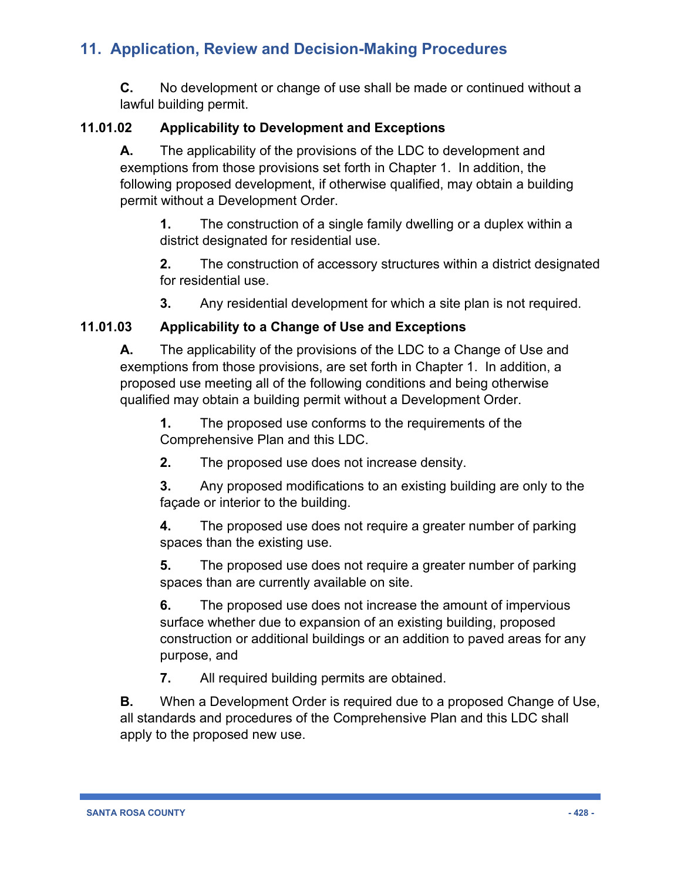## 11. Application, Review and Decision-Making Procedures

**C.** No development or change of use shall be made or continued without a lawful building permit.

### 11.01.02 Applicability to Development and Exceptions

**A.** The applicability of the provisions of the LDC to development and exemptions from those provisions set forth in Chapter 1. In addition, the following proposed development, if otherwise qualified, may obtain a building permit without a Development Order.

> **1.** The construction of a single family dwelling or a duplex within a district designated for residential use.
>
> **2.** The construction of accessory structures within a district designated for residential use.
>
> **3.** Any residential development for which a site plan is not required.

### 11.01.03 Applicability to a Change of Use and Exceptions

**A.** The applicability of the provisions of the LDC to a Change of Use and exemptions from those provisions, are set forth in Chapter 1. In addition, a proposed use meeting all of the following conditions and being otherwise qualified may obtain a building permit without a Development Order.

> **1.** The proposed use conforms to the requirements of the Comprehensive Plan and this LDC.
>
> **2.** The proposed use does not increase density.
>
> **3.** Any proposed modifications to an existing building are only to the façade or interior to the building.
>
> **4.** The proposed use does not require a greater number of parking spaces than the existing use.
>
> **5.** The proposed use does not require a greater number of parking spaces than are currently available on site.
>
> **6.** The proposed use does not increase the amount of impervious surface whether due to expansion of an existing building, proposed construction or additional buildings or an addition to paved areas for any purpose, and
>
> **7.** All required building permits are obtained.

**B.** When a Development Order is required due to a proposed Change of Use, all standards and procedures of the Comprehensive Plan and this LDC shall apply to the proposed new use.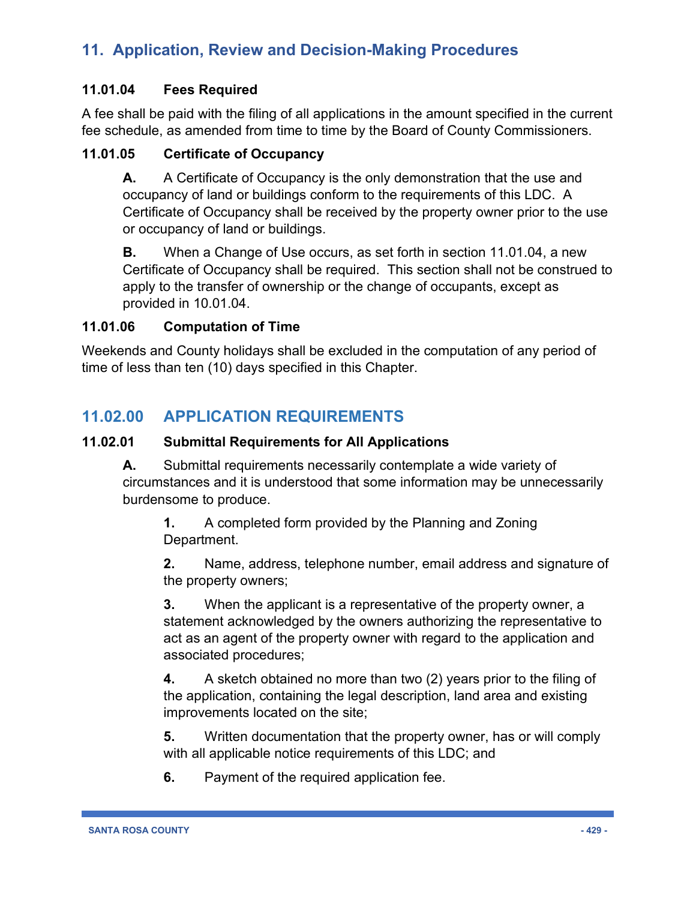# 11. Application, Review and Decision-Making Procedures

### 11.01.04 Fees Required

A fee shall be paid with the filing of all applications in the amount specified in the current fee schedule, as amended from time to time by the Board of County Commissioners.

### 11.01.05 Certificate of Occupancy

**A.** A Certificate of Occupancy is the only demonstration that the use and occupancy of land or buildings conform to the requirements of this LDC. A Certificate of Occupancy shall be received by the property owner prior to the use or occupancy of land or buildings.

**B.** When a Change of Use occurs, as set forth in section 11.01.04, a new Certificate of Occupancy shall be required. This section shall not be construed to apply to the transfer of ownership or the change of occupants, except as provided in 10.01.04.

### 11.01.06 Computation of Time

Weekends and County holidays shall be excluded in the computation of any period of time of less than ten (10) days specified in this Chapter.

## 11.02.00 APPLICATION REQUIREMENTS

### 11.02.01 Submittal Requirements for All Applications

**A.** Submittal requirements necessarily contemplate a wide variety of circumstances and it is understood that some information may be unnecessarily burdensome to produce.

**1.** A completed form provided by the Planning and Zoning Department.

**2.** Name, address, telephone number, email address and signature of the property owners;

**3.** When the applicant is a representative of the property owner, a statement acknowledged by the owners authorizing the representative to act as an agent of the property owner with regard to the application and associated procedures;

**4.** A sketch obtained no more than two (2) years prior to the filing of the application, containing the legal description, land area and existing improvements located on the site;

**5.** Written documentation that the property owner, has or will comply with all applicable notice requirements of this LDC; and

**6.** Payment of the required application fee.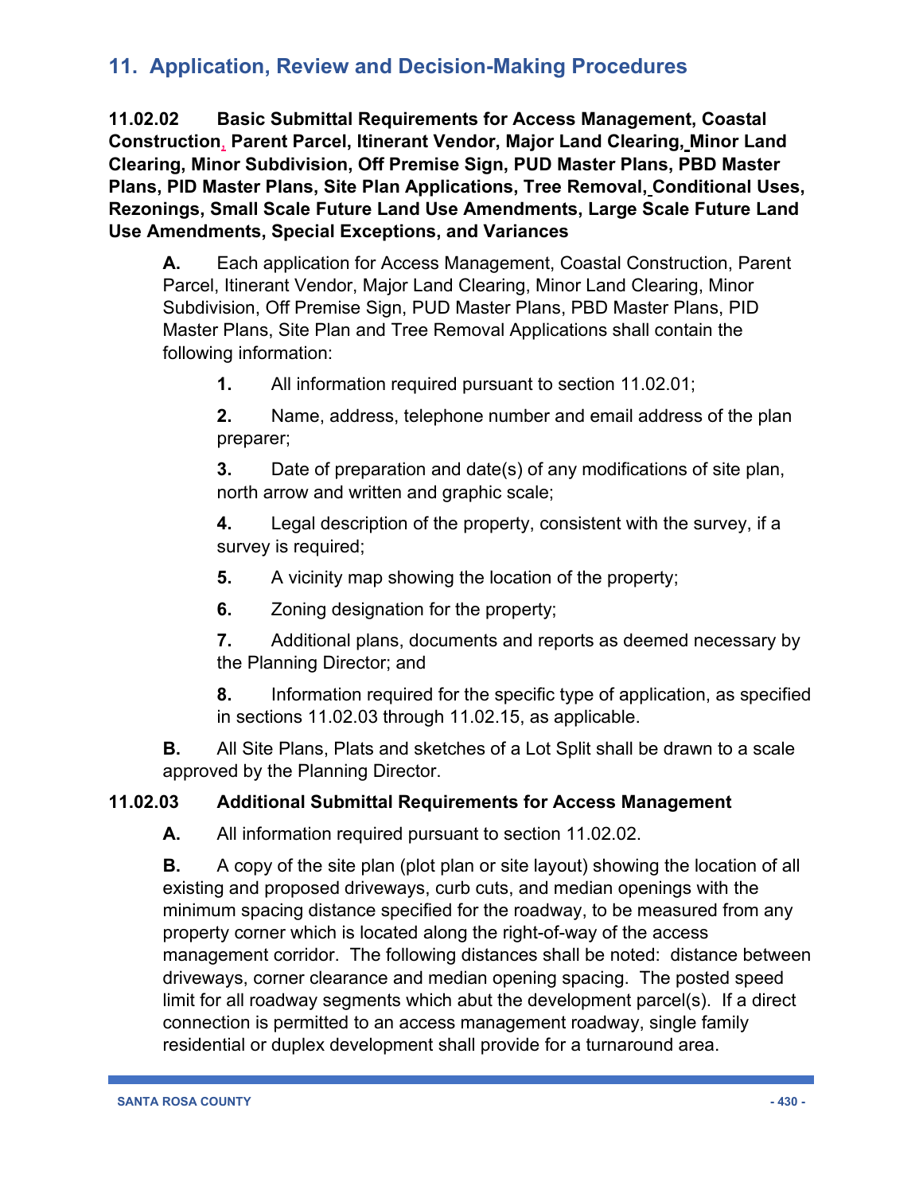## 11. Application, Review and Decision-Making Procedures

**11.02.02 Basic Submittal Requirements for Access Management, Coastal Construction, Parent Parcel, Itinerant Vendor, Major Land Clearing, Minor Land Clearing, Minor Subdivision, Off Premise Sign, PUD Master Plans, PBD Master Plans, PID Master Plans, Site Plan Applications, Tree Removal, Conditional Uses, Rezonings, Small Scale Future Land Use Amendments, Large Scale Future Land Use Amendments, Special Exceptions, and Variances**

**A.** Each application for Access Management, Coastal Construction, Parent Parcel, Itinerant Vendor, Major Land Clearing, Minor Land Clearing, Minor Subdivision, Off Premise Sign, PUD Master Plans, PBD Master Plans, PID Master Plans, Site Plan and Tree Removal Applications shall contain the following information:

**1.** All information required pursuant to section 11.02.01;

**2.** Name, address, telephone number and email address of the plan preparer;

**3.** Date of preparation and date(s) of any modifications of site plan, north arrow and written and graphic scale;

**4.** Legal description of the property, consistent with the survey, if a survey is required;

**5.** A vicinity map showing the location of the property;

**6.** Zoning designation for the property;

**7.** Additional plans, documents and reports as deemed necessary by the Planning Director; and

**8.** Information required for the specific type of application, as specified in sections 11.02.03 through 11.02.15, as applicable.

**B.** All Site Plans, Plats and sketches of a Lot Split shall be drawn to a scale approved by the Planning Director.

**11.02.03 Additional Submittal Requirements for Access Management**

**A.** All information required pursuant to section 11.02.02.

**B.** A copy of the site plan (plot plan or site layout) showing the location of all existing and proposed driveways, curb cuts, and median openings with the minimum spacing distance specified for the roadway, to be measured from any property corner which is located along the right-of-way of the access management corridor. The following distances shall be noted: distance between driveways, corner clearance and median opening spacing. The posted speed limit for all roadway segments which abut the development parcel(s). If a direct connection is permitted to an access management roadway, single family residential or duplex development shall provide for a turnaround area.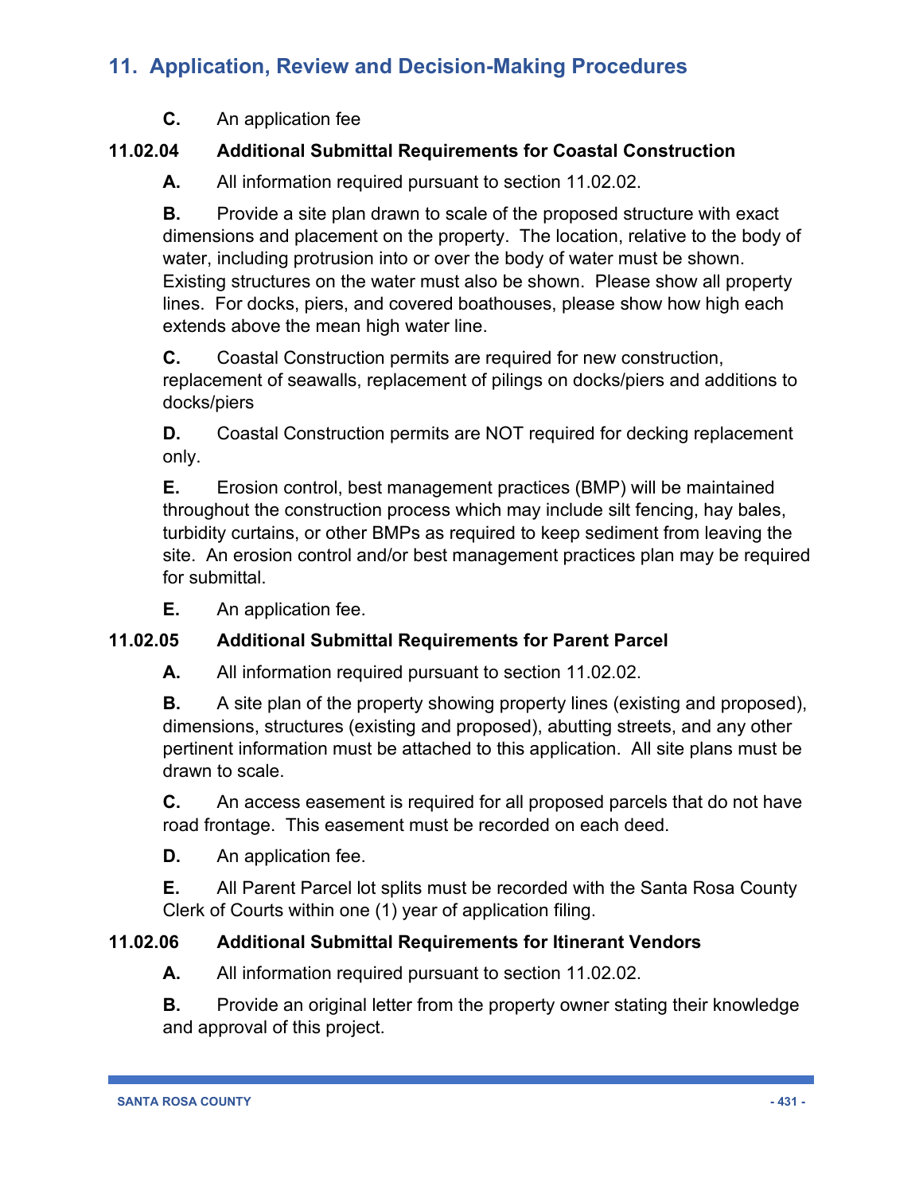C. An application fee

### 11.02.04 Additional Submittal Requirements for Coastal Construction

A. All information required pursuant to section 11.02.02.

B. Provide a site plan drawn to scale of the proposed structure with exact dimensions and placement on the property. The location, relative to the body of water, including protrusion into or over the body of water must be shown. Existing structures on the water must also be shown. Please show all property lines. For docks, piers, and covered boathouses, please show how high each extends above the mean high water line.

C. Coastal Construction permits are required for new construction, replacement of seawalls, replacement of pilings on docks/piers and additions to docks/piers

D. Coastal Construction permits are NOT required for decking replacement only.

E. Erosion control, best management practices (BMP) will be maintained throughout the construction process which may include silt fencing, hay bales, turbidity curtains, or other BMPs as required to keep sediment from leaving the site. An erosion control and/or best management practices plan may be required for submittal.

E. An application fee.

### 11.02.05 Additional Submittal Requirements for Parent Parcel

A. All information required pursuant to section 11.02.02.

B. A site plan of the property showing property lines (existing and proposed), dimensions, structures (existing and proposed), abutting streets, and any other pertinent information must be attached to this application. All site plans must be drawn to scale.

C. An access easement is required for all proposed parcels that do not have road frontage. This easement must be recorded on each deed.

D. An application fee.

E. All Parent Parcel lot splits must be recorded with the Santa Rosa County Clerk of Courts within one (1) year of application filing.

### 11.02.06 Additional Submittal Requirements for Itinerant Vendors

A. All information required pursuant to section 11.02.02.

B. Provide an original letter from the property owner stating their knowledge and approval of this project.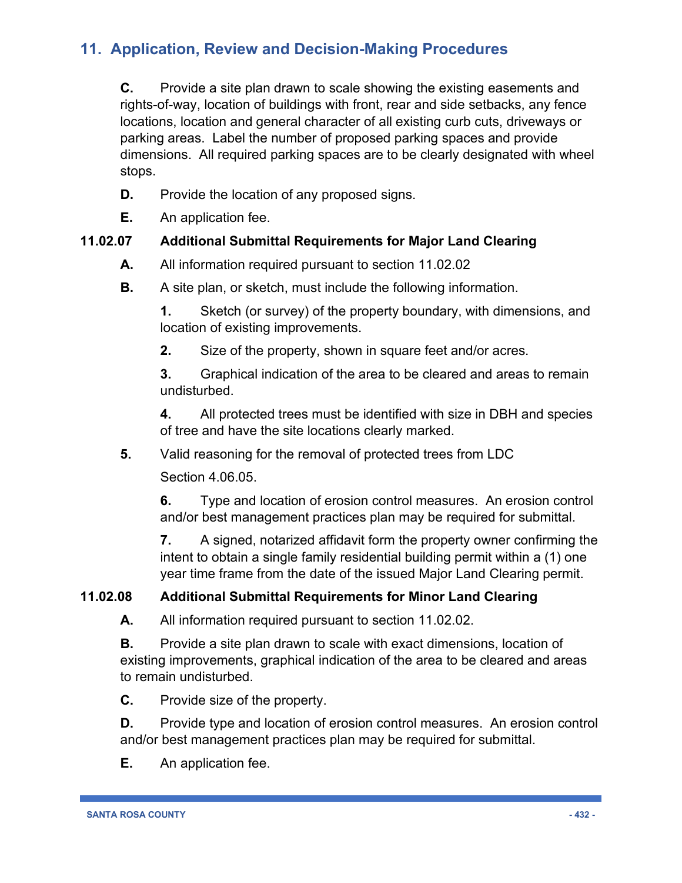## 11. Application, Review and Decision-Making Procedures

**C.** Provide a site plan drawn to scale showing the existing easements and rights-of-way, location of buildings with front, rear and side setbacks, any fence locations, location and general character of all existing curb cuts, driveways or parking areas. Label the number of proposed parking spaces and provide dimensions. All required parking spaces are to be clearly designated with wheel stops.

**D.** Provide the location of any proposed signs.

**E.** An application fee.

**11.02.07 Additional Submittal Requirements for Major Land Clearing**

**A.** All information required pursuant to section 11.02.02

**B.** A site plan, or sketch, must include the following information.

**1.** Sketch (or survey) of the property boundary, with dimensions, and location of existing improvements.

**2.** Size of the property, shown in square feet and/or acres.

**3.** Graphical indication of the area to be cleared and areas to remain undisturbed.

**4.** All protected trees must be identified with size in DBH and species of tree and have the site locations clearly marked.

**5.** Valid reasoning for the removal of protected trees from LDC Section 4.06.05.

**6.** Type and location of erosion control measures. An erosion control and/or best management practices plan may be required for submittal.

**7.** A signed, notarized affidavit form the property owner confirming the intent to obtain a single family residential building permit within a (1) one year time frame from the date of the issued Major Land Clearing permit.

**11.02.08 Additional Submittal Requirements for Minor Land Clearing**

**A.** All information required pursuant to section 11.02.02.

**B.** Provide a site plan drawn to scale with exact dimensions, location of existing improvements, graphical indication of the area to be cleared and areas to remain undisturbed.

**C.** Provide size of the property.

**D.** Provide type and location of erosion control measures. An erosion control and/or best management practices plan may be required for submittal.

**E.** An application fee.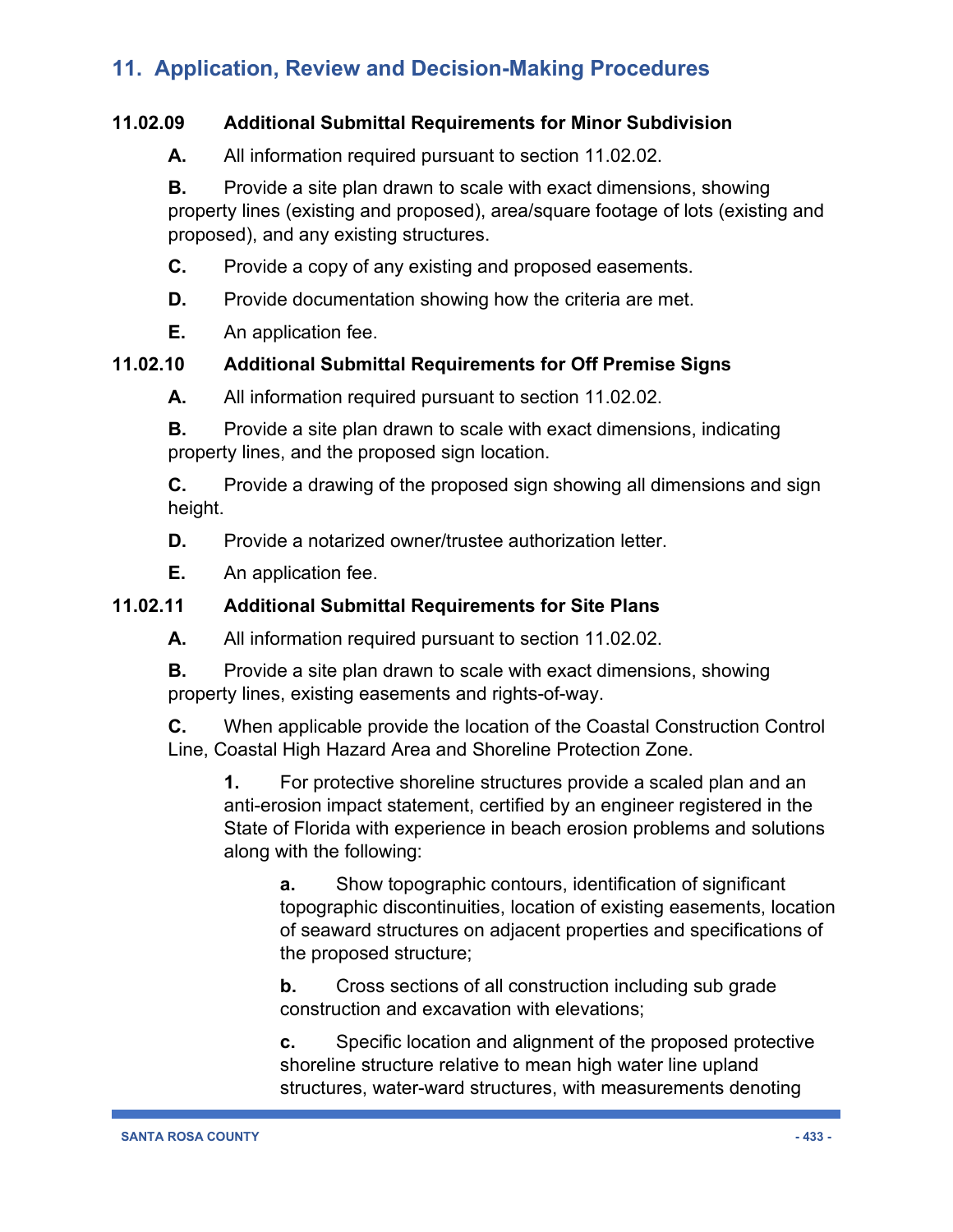## 11. Application, Review and Decision-Making Procedures

### 11.02.09 Additional Submittal Requirements for Minor Subdivision

**A.** All information required pursuant to section 11.02.02.

**B.** Provide a site plan drawn to scale with exact dimensions, showing property lines (existing and proposed), area/square footage of lots (existing and proposed), and any existing structures.

**C.** Provide a copy of any existing and proposed easements.

**D.** Provide documentation showing how the criteria are met.

**E.** An application fee.

### 11.02.10 Additional Submittal Requirements for Off Premise Signs

**A.** All information required pursuant to section 11.02.02.

**B.** Provide a site plan drawn to scale with exact dimensions, indicating property lines, and the proposed sign location.

**C.** Provide a drawing of the proposed sign showing all dimensions and sign height.

**D.** Provide a notarized owner/trustee authorization letter.

**E.** An application fee.

### 11.02.11 Additional Submittal Requirements for Site Plans

**A.** All information required pursuant to section 11.02.02.

**B.** Provide a site plan drawn to scale with exact dimensions, showing property lines, existing easements and rights-of-way.

**C.** When applicable provide the location of the Coastal Construction Control Line, Coastal High Hazard Area and Shoreline Protection Zone.

> **1.** For protective shoreline structures provide a scaled plan and an anti-erosion impact statement, certified by an engineer registered in the State of Florida with experience in beach erosion problems and solutions along with the following:
>
> > **a.** Show topographic contours, identification of significant topographic discontinuities, location of existing easements, location of seaward structures on adjacent properties and specifications of the proposed structure;
> >
> > **b.** Cross sections of all construction including sub grade construction and excavation with elevations;
> >
> > **c.** Specific location and alignment of the proposed protective shoreline structure relative to mean high water line upland structures, water-ward structures, with measurements denoting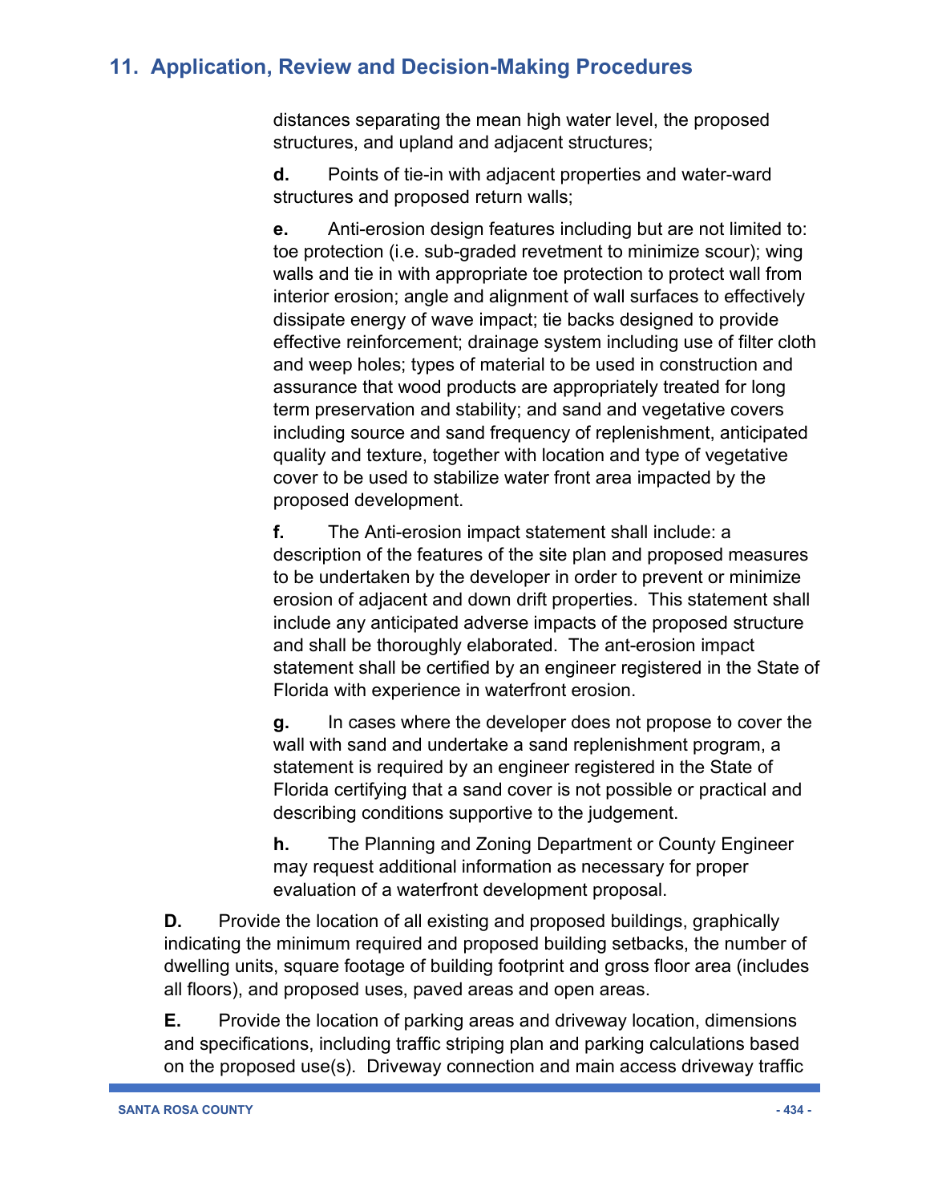distances separating the mean high water level, the proposed structures, and upland and adjacent structures;

**d.** Points of tie-in with adjacent properties and water-ward structures and proposed return walls;

**e.** Anti-erosion design features including but are not limited to: toe protection (i.e. sub-graded revetment to minimize scour); wing walls and tie in with appropriate toe protection to protect wall from interior erosion; angle and alignment of wall surfaces to effectively dissipate energy of wave impact; tie backs designed to provide effective reinforcement; drainage system including use of filter cloth and weep holes; types of material to be used in construction and assurance that wood products are appropriately treated for long term preservation and stability; and sand and vegetative covers including source and sand frequency of replenishment, anticipated quality and texture, together with location and type of vegetative cover to be used to stabilize water front area impacted by the proposed development.

**f.** The Anti-erosion impact statement shall include: a description of the features of the site plan and proposed measures to be undertaken by the developer in order to prevent or minimize erosion of adjacent and down drift properties. This statement shall include any anticipated adverse impacts of the proposed structure and shall be thoroughly elaborated. The ant-erosion impact statement shall be certified by an engineer registered in the State of Florida with experience in waterfront erosion.

**g.** In cases where the developer does not propose to cover the wall with sand and undertake a sand replenishment program, a statement is required by an engineer registered in the State of Florida certifying that a sand cover is not possible or practical and describing conditions supportive to the judgement.

**h.** The Planning and Zoning Department or County Engineer may request additional information as necessary for proper evaluation of a waterfront development proposal.

**D.** Provide the location of all existing and proposed buildings, graphically indicating the minimum required and proposed building setbacks, the number of dwelling units, square footage of building footprint and gross floor area (includes all floors), and proposed uses, paved areas and open areas.

**E.** Provide the location of parking areas and driveway location, dimensions and specifications, including traffic striping plan and parking calculations based on the proposed use(s). Driveway connection and main access driveway traffic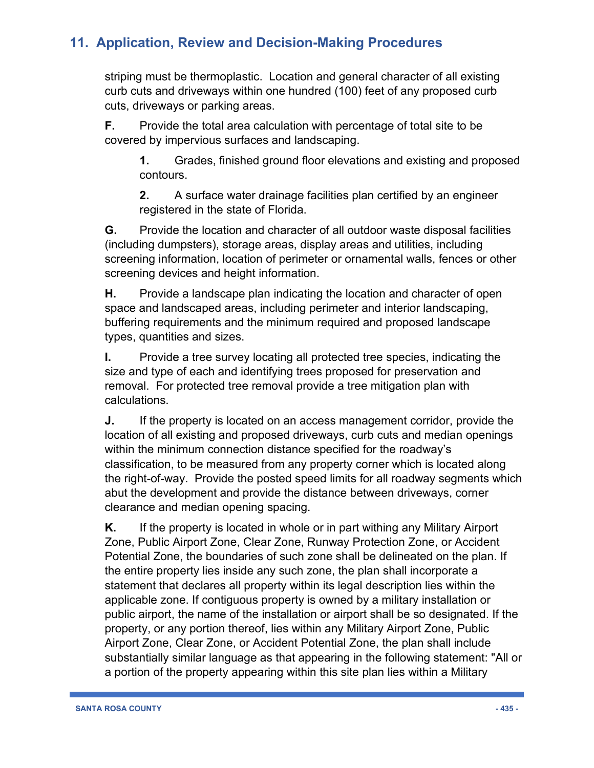striping must be thermoplastic. Location and general character of all existing curb cuts and driveways within one hundred (100) feet of any proposed curb cuts, driveways or parking areas.

**F.** Provide the total area calculation with percentage of total site to be covered by impervious surfaces and landscaping.

**1.** Grades, finished ground floor elevations and existing and proposed contours.

**2.** A surface water drainage facilities plan certified by an engineer registered in the state of Florida.

**G.** Provide the location and character of all outdoor waste disposal facilities (including dumpsters), storage areas, display areas and utilities, including screening information, location of perimeter or ornamental walls, fences or other screening devices and height information.

**H.** Provide a landscape plan indicating the location and character of open space and landscaped areas, including perimeter and interior landscaping, buffering requirements and the minimum required and proposed landscape types, quantities and sizes.

**I.** Provide a tree survey locating all protected tree species, indicating the size and type of each and identifying trees proposed for preservation and removal. For protected tree removal provide a tree mitigation plan with calculations.

**J.** If the property is located on an access management corridor, provide the location of all existing and proposed driveways, curb cuts and median openings within the minimum connection distance specified for the roadway's classification, to be measured from any property corner which is located along the right-of-way. Provide the posted speed limits for all roadway segments which abut the development and provide the distance between driveways, corner clearance and median opening spacing.

**K.** If the property is located in whole or in part withing any Military Airport Zone, Public Airport Zone, Clear Zone, Runway Protection Zone, or Accident Potential Zone, the boundaries of such zone shall be delineated on the plan. If the entire property lies inside any such zone, the plan shall incorporate a statement that declares all property within its legal description lies within the applicable zone. If contiguous property is owned by a military installation or public airport, the name of the installation or airport shall be so designated. If the property, or any portion thereof, lies within any Military Airport Zone, Public Airport Zone, Clear Zone, or Accident Potential Zone, the plan shall include substantially similar language as that appearing in the following statement: "All or a portion of the property appearing within this site plan lies within a Military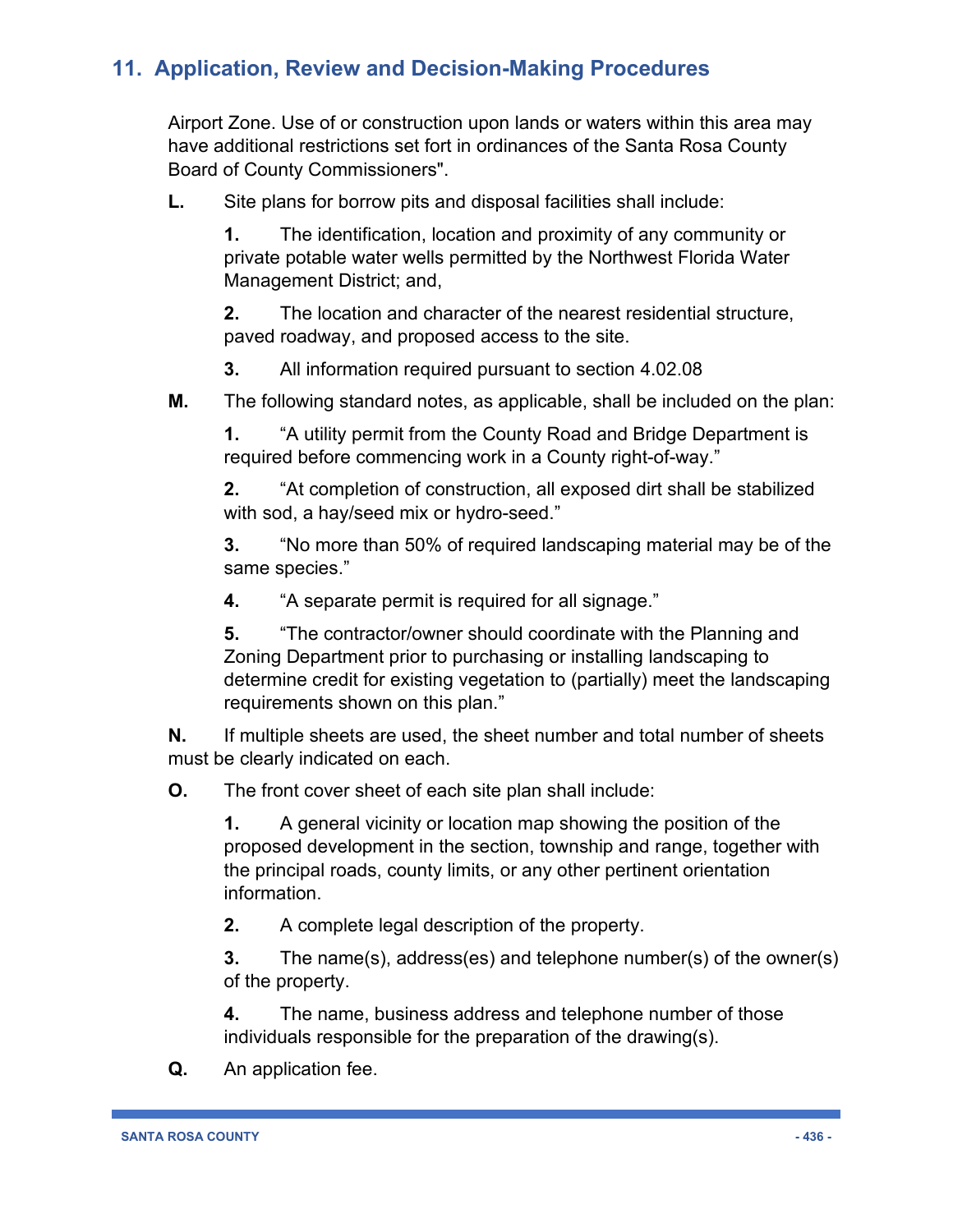## 11. Application, Review and Decision-Making Procedures

Airport Zone. Use of or construction upon lands or waters within this area may have additional restrictions set fort in ordinances of the Santa Rosa County Board of County Commissioners".

**L.** Site plans for borrow pits and disposal facilities shall include:

**1.** The identification, location and proximity of any community or private potable water wells permitted by the Northwest Florida Water Management District; and,

**2.** The location and character of the nearest residential structure, paved roadway, and proposed access to the site.

**3.** All information required pursuant to section 4.02.08

**M.** The following standard notes, as applicable, shall be included on the plan:

**1.** "A utility permit from the County Road and Bridge Department is required before commencing work in a County right-of-way."

**2.** "At completion of construction, all exposed dirt shall be stabilized with sod, a hay/seed mix or hydro-seed."

**3.** "No more than 50% of required landscaping material may be of the same species."

**4.** "A separate permit is required for all signage."

**5.** "The contractor/owner should coordinate with the Planning and Zoning Department prior to purchasing or installing landscaping to determine credit for existing vegetation to (partially) meet the landscaping requirements shown on this plan."

**N.** If multiple sheets are used, the sheet number and total number of sheets must be clearly indicated on each.

**O.** The front cover sheet of each site plan shall include:

**1.** A general vicinity or location map showing the position of the proposed development in the section, township and range, together with the principal roads, county limits, or any other pertinent orientation information.

**2.** A complete legal description of the property.

**3.** The name(s), address(es) and telephone number(s) of the owner(s) of the property.

**4.** The name, business address and telephone number of those individuals responsible for the preparation of the drawing(s).

**Q.** An application fee.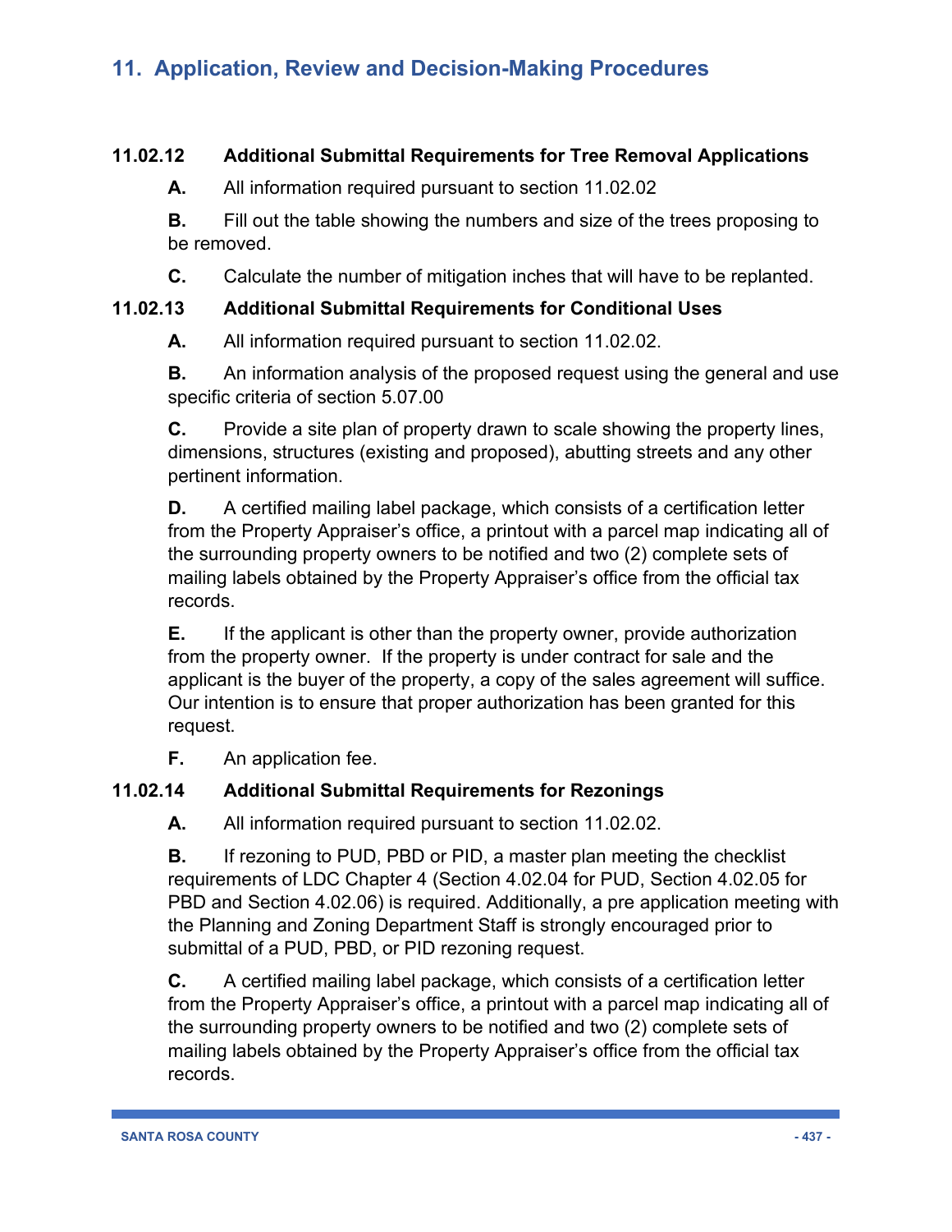# 11. Application, Review and Decision-Making Procedures

### 11.02.12 Additional Submittal Requirements for Tree Removal Applications

**A.** All information required pursuant to section 11.02.02

**B.** Fill out the table showing the numbers and size of the trees proposing to be removed.

**C.** Calculate the number of mitigation inches that will have to be replanted.

### 11.02.13 Additional Submittal Requirements for Conditional Uses

**A.** All information required pursuant to section 11.02.02.

**B.** An information analysis of the proposed request using the general and use specific criteria of section 5.07.00

**C.** Provide a site plan of property drawn to scale showing the property lines, dimensions, structures (existing and proposed), abutting streets and any other pertinent information.

**D.** A certified mailing label package, which consists of a certification letter from the Property Appraiser's office, a printout with a parcel map indicating all of the surrounding property owners to be notified and two (2) complete sets of mailing labels obtained by the Property Appraiser's office from the official tax records.

**E.** If the applicant is other than the property owner, provide authorization from the property owner. If the property is under contract for sale and the applicant is the buyer of the property, a copy of the sales agreement will suffice. Our intention is to ensure that proper authorization has been granted for this request.

**F.** An application fee.

### 11.02.14 Additional Submittal Requirements for Rezonings

**A.** All information required pursuant to section 11.02.02.

**B.** If rezoning to PUD, PBD or PID, a master plan meeting the checklist requirements of LDC Chapter 4 (Section 4.02.04 for PUD, Section 4.02.05 for PBD and Section 4.02.06) is required. Additionally, a pre application meeting with the Planning and Zoning Department Staff is strongly encouraged prior to submittal of a PUD, PBD, or PID rezoning request.

**C.** A certified mailing label package, which consists of a certification letter from the Property Appraiser's office, a printout with a parcel map indicating all of the surrounding property owners to be notified and two (2) complete sets of mailing labels obtained by the Property Appraiser's office from the official tax records.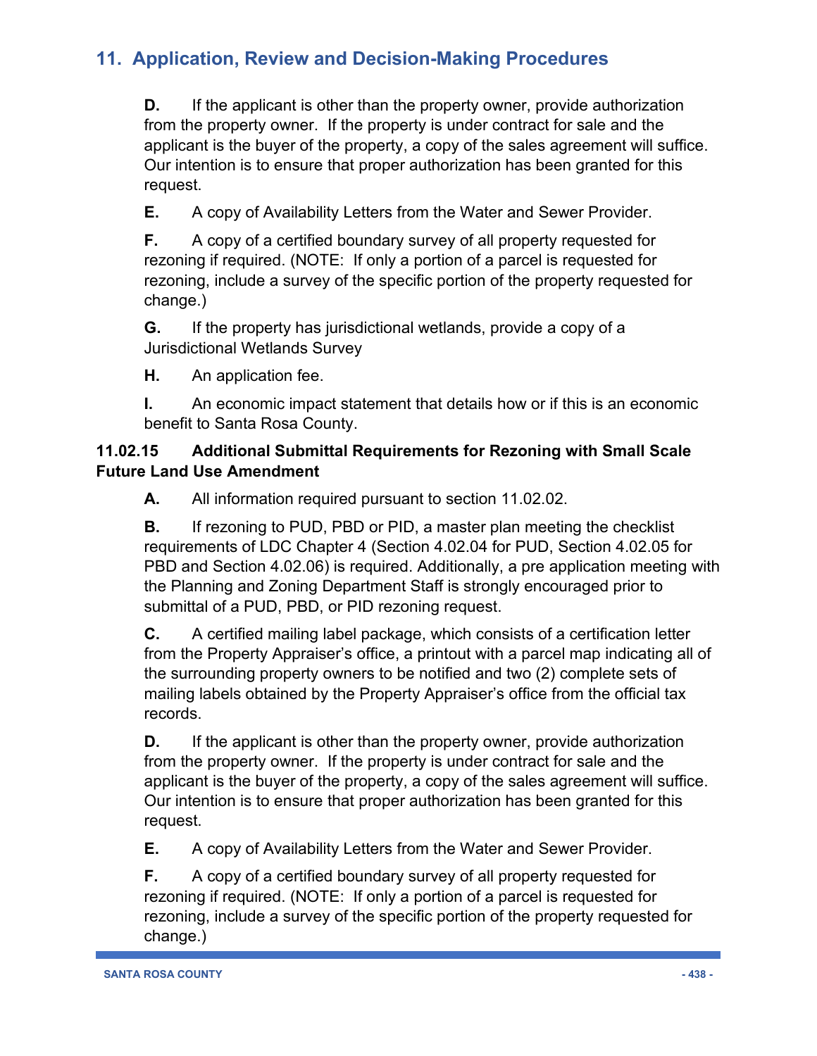**D.** If the applicant is other than the property owner, provide authorization from the property owner. If the property is under contract for sale and the applicant is the buyer of the property, a copy of the sales agreement will suffice. Our intention is to ensure that proper authorization has been granted for this request.

**E.** A copy of Availability Letters from the Water and Sewer Provider.

**F.** A copy of a certified boundary survey of all property requested for rezoning if required. (NOTE: If only a portion of a parcel is requested for rezoning, include a survey of the specific portion of the property requested for change.)

**G.** If the property has jurisdictional wetlands, provide a copy of a Jurisdictional Wetlands Survey

**H.** An application fee.

**I.** An economic impact statement that details how or if this is an economic benefit to Santa Rosa County.

**11.02.15 Additional Submittal Requirements for Rezoning with Small Scale Future Land Use Amendment**

**A.** All information required pursuant to section 11.02.02.

**B.** If rezoning to PUD, PBD or PID, a master plan meeting the checklist requirements of LDC Chapter 4 (Section 4.02.04 for PUD, Section 4.02.05 for PBD and Section 4.02.06) is required. Additionally, a pre application meeting with the Planning and Zoning Department Staff is strongly encouraged prior to submittal of a PUD, PBD, or PID rezoning request.

**C.** A certified mailing label package, which consists of a certification letter from the Property Appraiser's office, a printout with a parcel map indicating all of the surrounding property owners to be notified and two (2) complete sets of mailing labels obtained by the Property Appraiser's office from the official tax records.

**D.** If the applicant is other than the property owner, provide authorization from the property owner. If the property is under contract for sale and the applicant is the buyer of the property, a copy of the sales agreement will suffice. Our intention is to ensure that proper authorization has been granted for this request.

**E.** A copy of Availability Letters from the Water and Sewer Provider.

**F.** A copy of a certified boundary survey of all property requested for rezoning if required. (NOTE: If only a portion of a parcel is requested for rezoning, include a survey of the specific portion of the property requested for change.)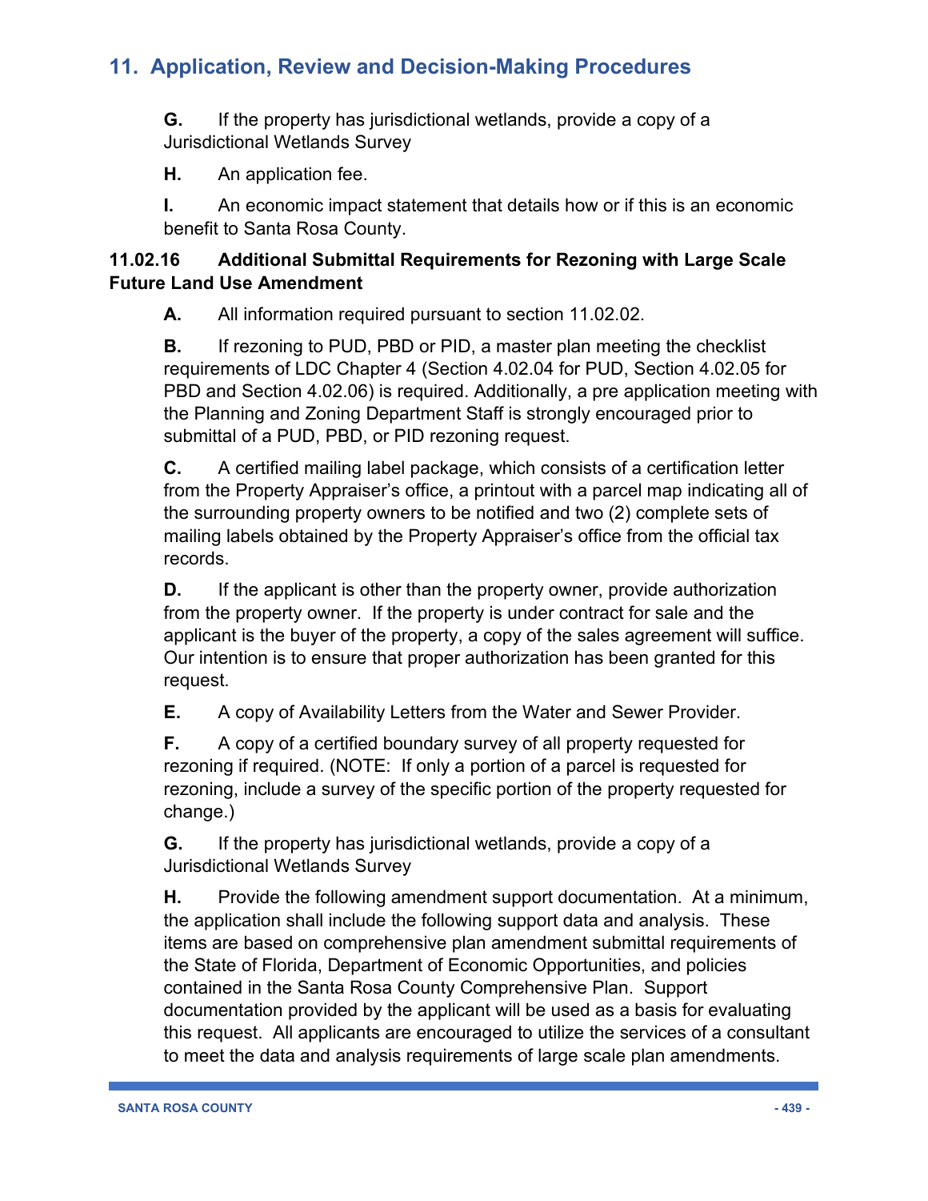**G.** If the property has jurisdictional wetlands, provide a copy of a Jurisdictional Wetlands Survey

**H.** An application fee.

**I.** An economic impact statement that details how or if this is an economic benefit to Santa Rosa County.

### 11.02.16 Additional Submittal Requirements for Rezoning with Large Scale Future Land Use Amendment

**A.** All information required pursuant to section 11.02.02.

**B.** If rezoning to PUD, PBD or PID, a master plan meeting the checklist requirements of LDC Chapter 4 (Section 4.02.04 for PUD, Section 4.02.05 for PBD and Section 4.02.06) is required. Additionally, a pre application meeting with the Planning and Zoning Department Staff is strongly encouraged prior to submittal of a PUD, PBD, or PID rezoning request.

**C.** A certified mailing label package, which consists of a certification letter from the Property Appraiser's office, a printout with a parcel map indicating all of the surrounding property owners to be notified and two (2) complete sets of mailing labels obtained by the Property Appraiser's office from the official tax records.

**D.** If the applicant is other than the property owner, provide authorization from the property owner. If the property is under contract for sale and the applicant is the buyer of the property, a copy of the sales agreement will suffice. Our intention is to ensure that proper authorization has been granted for this request.

**E.** A copy of Availability Letters from the Water and Sewer Provider.

**F.** A copy of a certified boundary survey of all property requested for rezoning if required. (NOTE: If only a portion of a parcel is requested for rezoning, include a survey of the specific portion of the property requested for change.)

**G.** If the property has jurisdictional wetlands, provide a copy of a Jurisdictional Wetlands Survey

**H.** Provide the following amendment support documentation. At a minimum, the application shall include the following support data and analysis. These items are based on comprehensive plan amendment submittal requirements of the State of Florida, Department of Economic Opportunities, and policies contained in the Santa Rosa County Comprehensive Plan. Support documentation provided by the applicant will be used as a basis for evaluating this request. All applicants are encouraged to utilize the services of a consultant to meet the data and analysis requirements of large scale plan amendments.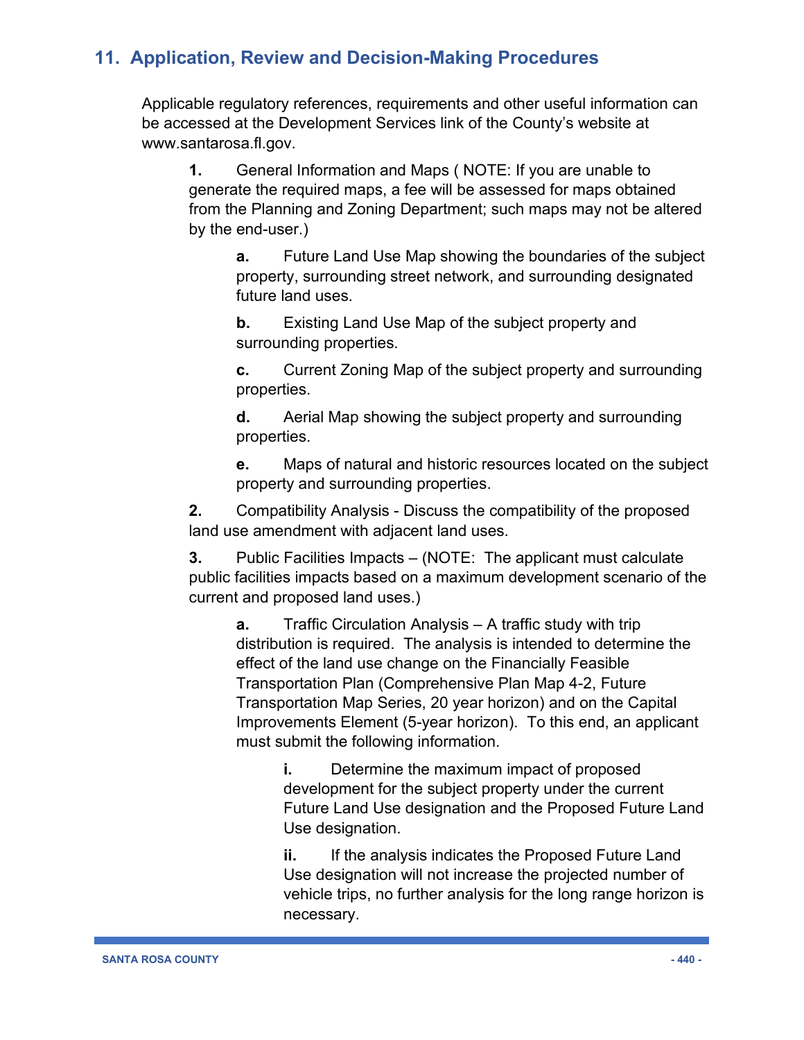## 11. Application, Review and Decision-Making Procedures

Applicable regulatory references, requirements and other useful information can be accessed at the Development Services link of the County's website at www.santarosa.fl.gov.

**1.** General Information and Maps ( NOTE: If you are unable to generate the required maps, a fee will be assessed for maps obtained from the Planning and Zoning Department; such maps may not be altered by the end-user.)

**a.** Future Land Use Map showing the boundaries of the subject property, surrounding street network, and surrounding designated future land uses.

**b.** Existing Land Use Map of the subject property and surrounding properties.

**c.** Current Zoning Map of the subject property and surrounding properties.

**d.** Aerial Map showing the subject property and surrounding properties.

**e.** Maps of natural and historic resources located on the subject property and surrounding properties.

**2.** Compatibility Analysis - Discuss the compatibility of the proposed land use amendment with adjacent land uses.

**3.** Public Facilities Impacts – (NOTE: The applicant must calculate public facilities impacts based on a maximum development scenario of the current and proposed land uses.)

**a.** Traffic Circulation Analysis – A traffic study with trip distribution is required. The analysis is intended to determine the effect of the land use change on the Financially Feasible Transportation Plan (Comprehensive Plan Map 4-2, Future Transportation Map Series, 20 year horizon) and on the Capital Improvements Element (5-year horizon). To this end, an applicant must submit the following information.

**i.** Determine the maximum impact of proposed development for the subject property under the current Future Land Use designation and the Proposed Future Land Use designation.

**ii.** If the analysis indicates the Proposed Future Land Use designation will not increase the projected number of vehicle trips, no further analysis for the long range horizon is necessary.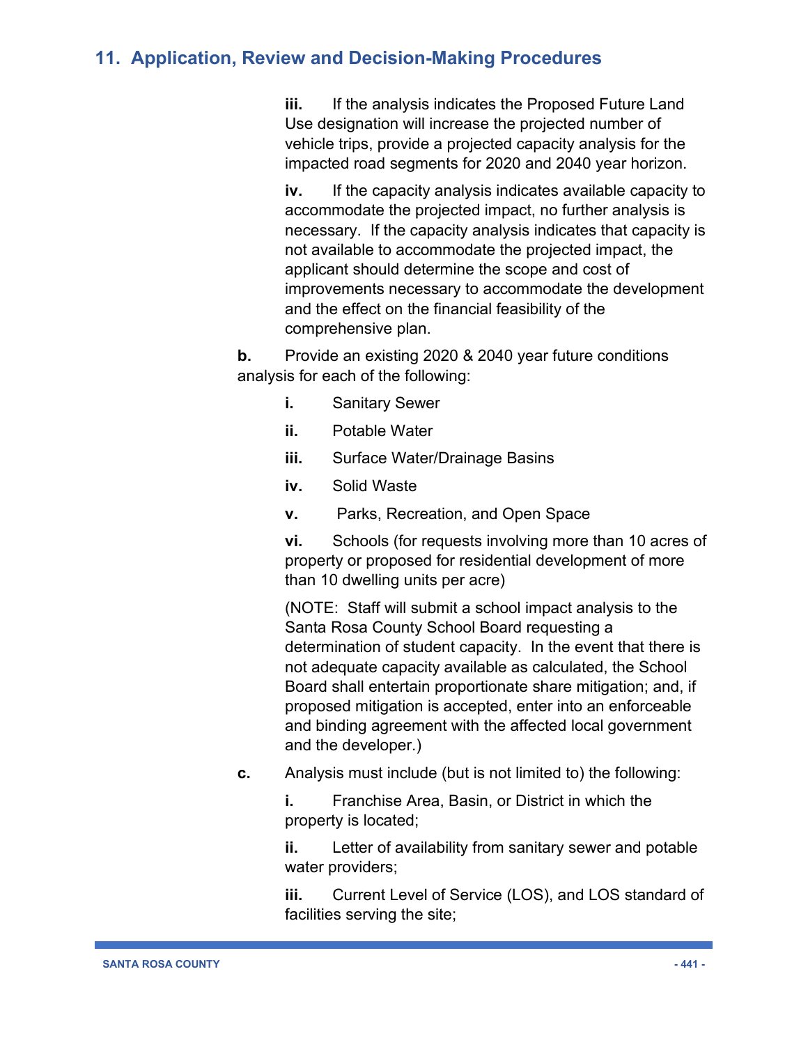**iii.** If the analysis indicates the Proposed Future Land Use designation will increase the projected number of vehicle trips, provide a projected capacity analysis for the impacted road segments for 2020 and 2040 year horizon.

**iv.** If the capacity analysis indicates available capacity to accommodate the projected impact, no further analysis is necessary. If the capacity analysis indicates that capacity is not available to accommodate the projected impact, the applicant should determine the scope and cost of improvements necessary to accommodate the development and the effect on the financial feasibility of the comprehensive plan.

**b.** Provide an existing 2020 & 2040 year future conditions analysis for each of the following:

**i.** Sanitary Sewer

**ii.** Potable Water

**iii.** Surface Water/Drainage Basins

**iv.** Solid Waste

**v.** Parks, Recreation, and Open Space

**vi.** Schools (for requests involving more than 10 acres of property or proposed for residential development of more than 10 dwelling units per acre)

(NOTE: Staff will submit a school impact analysis to the Santa Rosa County School Board requesting a determination of student capacity. In the event that there is not adequate capacity available as calculated, the School Board shall entertain proportionate share mitigation; and, if proposed mitigation is accepted, enter into an enforceable and binding agreement with the affected local government and the developer.)

**c.** Analysis must include (but is not limited to) the following:

**i.** Franchise Area, Basin, or District in which the property is located;

**ii.** Letter of availability from sanitary sewer and potable water providers;

**iii.** Current Level of Service (LOS), and LOS standard of facilities serving the site;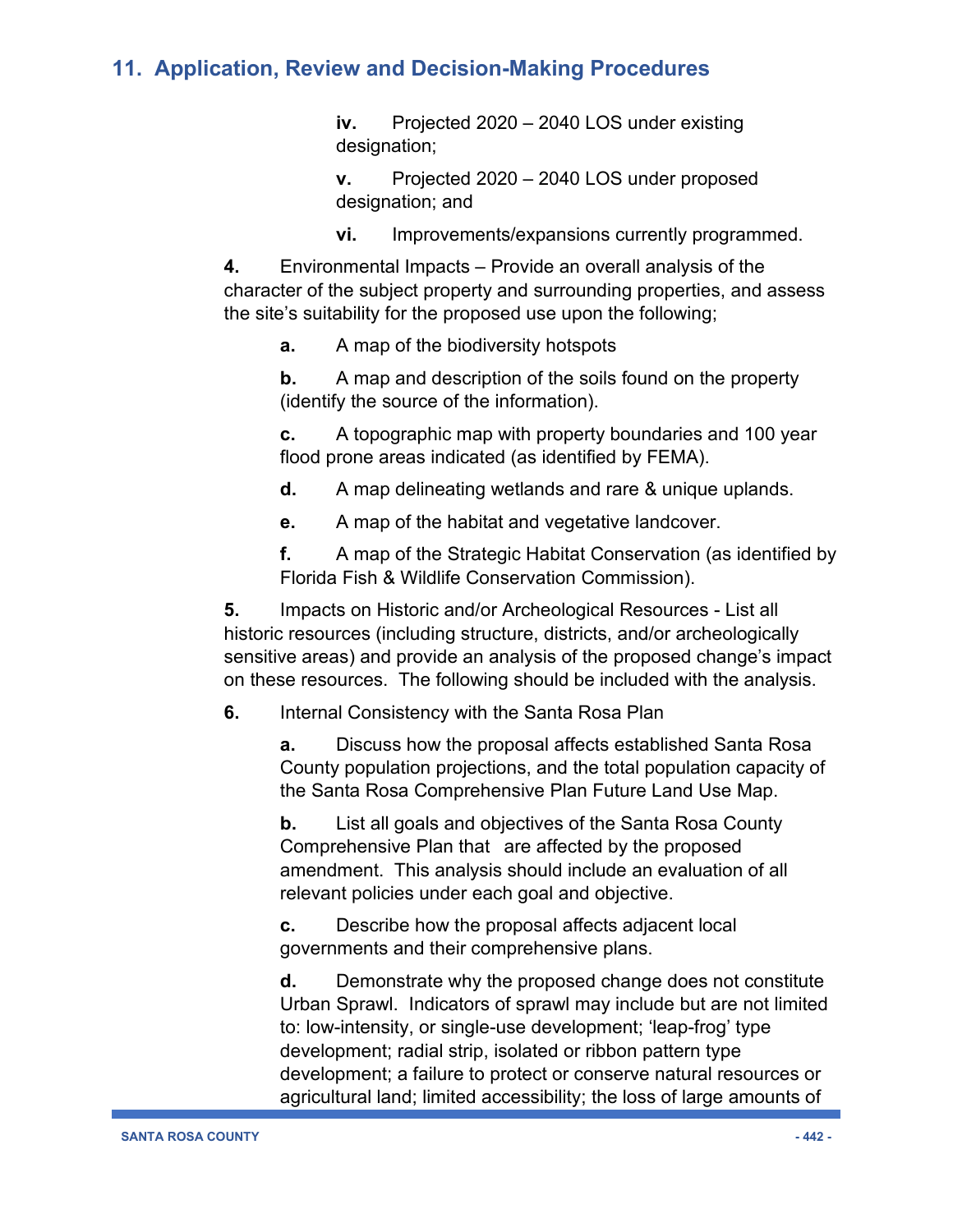**iv.** Projected 2020 – 2040 LOS under existing designation;

**v.** Projected 2020 – 2040 LOS under proposed designation; and

**vi.** Improvements/expansions currently programmed.

**4.** Environmental Impacts – Provide an overall analysis of the character of the subject property and surrounding properties, and assess the site's suitability for the proposed use upon the following;

**a.** A map of the biodiversity hotspots

**b.** A map and description of the soils found on the property (identify the source of the information).

**c.** A topographic map with property boundaries and 100 year flood prone areas indicated (as identified by FEMA).

**d.** A map delineating wetlands and rare & unique uplands.

**e.** A map of the habitat and vegetative landcover.

**f.** A map of the Strategic Habitat Conservation (as identified by Florida Fish & Wildlife Conservation Commission).

**5.** Impacts on Historic and/or Archeological Resources - List all historic resources (including structure, districts, and/or archeologically sensitive areas) and provide an analysis of the proposed change's impact on these resources. The following should be included with the analysis.

**6.** Internal Consistency with the Santa Rosa Plan

**a.** Discuss how the proposal affects established Santa Rosa County population projections, and the total population capacity of the Santa Rosa Comprehensive Plan Future Land Use Map.

**b.** List all goals and objectives of the Santa Rosa County Comprehensive Plan that are affected by the proposed amendment. This analysis should include an evaluation of all relevant policies under each goal and objective.

**c.** Describe how the proposal affects adjacent local governments and their comprehensive plans.

**d.** Demonstrate why the proposed change does not constitute Urban Sprawl. Indicators of sprawl may include but are not limited to: low-intensity, or single-use development; 'leap-frog' type development; radial strip, isolated or ribbon pattern type development; a failure to protect or conserve natural resources or agricultural land; limited accessibility; the loss of large amounts of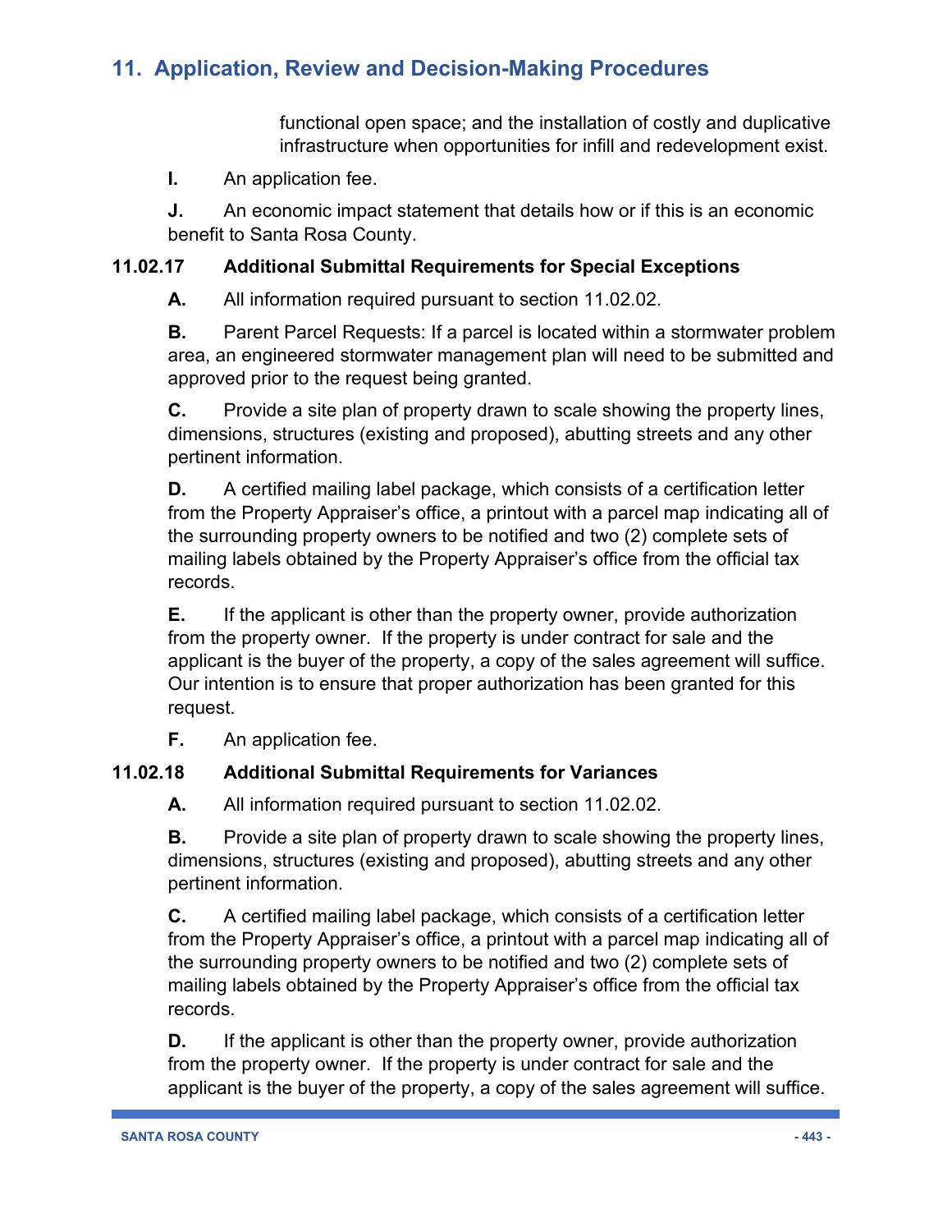functional open space; and the installation of costly and duplicative infrastructure when opportunities for infill and redevelopment exist.

**I.** An application fee.

**J.** An economic impact statement that details how or if this is an economic benefit to Santa Rosa County.

### 11.02.17 Additional Submittal Requirements for Special Exceptions

**A.** All information required pursuant to section 11.02.02.

**B.** Parent Parcel Requests: If a parcel is located within a stormwater problem area, an engineered stormwater management plan will need to be submitted and approved prior to the request being granted.

**C.** Provide a site plan of property drawn to scale showing the property lines, dimensions, structures (existing and proposed), abutting streets and any other pertinent information.

**D.** A certified mailing label package, which consists of a certification letter from the Property Appraiser's office, a printout with a parcel map indicating all of the surrounding property owners to be notified and two (2) complete sets of mailing labels obtained by the Property Appraiser's office from the official tax records.

**E.** If the applicant is other than the property owner, provide authorization from the property owner. If the property is under contract for sale and the applicant is the buyer of the property, a copy of the sales agreement will suffice. Our intention is to ensure that proper authorization has been granted for this request.

**F.** An application fee.

### 11.02.18 Additional Submittal Requirements for Variances

**A.** All information required pursuant to section 11.02.02.

**B.** Provide a site plan of property drawn to scale showing the property lines, dimensions, structures (existing and proposed), abutting streets and any other pertinent information.

**C.** A certified mailing label package, which consists of a certification letter from the Property Appraiser's office, a printout with a parcel map indicating all of the surrounding property owners to be notified and two (2) complete sets of mailing labels obtained by the Property Appraiser's office from the official tax records.

**D.** If the applicant is other than the property owner, provide authorization from the property owner. If the property is under contract for sale and the applicant is the buyer of the property, a copy of the sales agreement will suffice.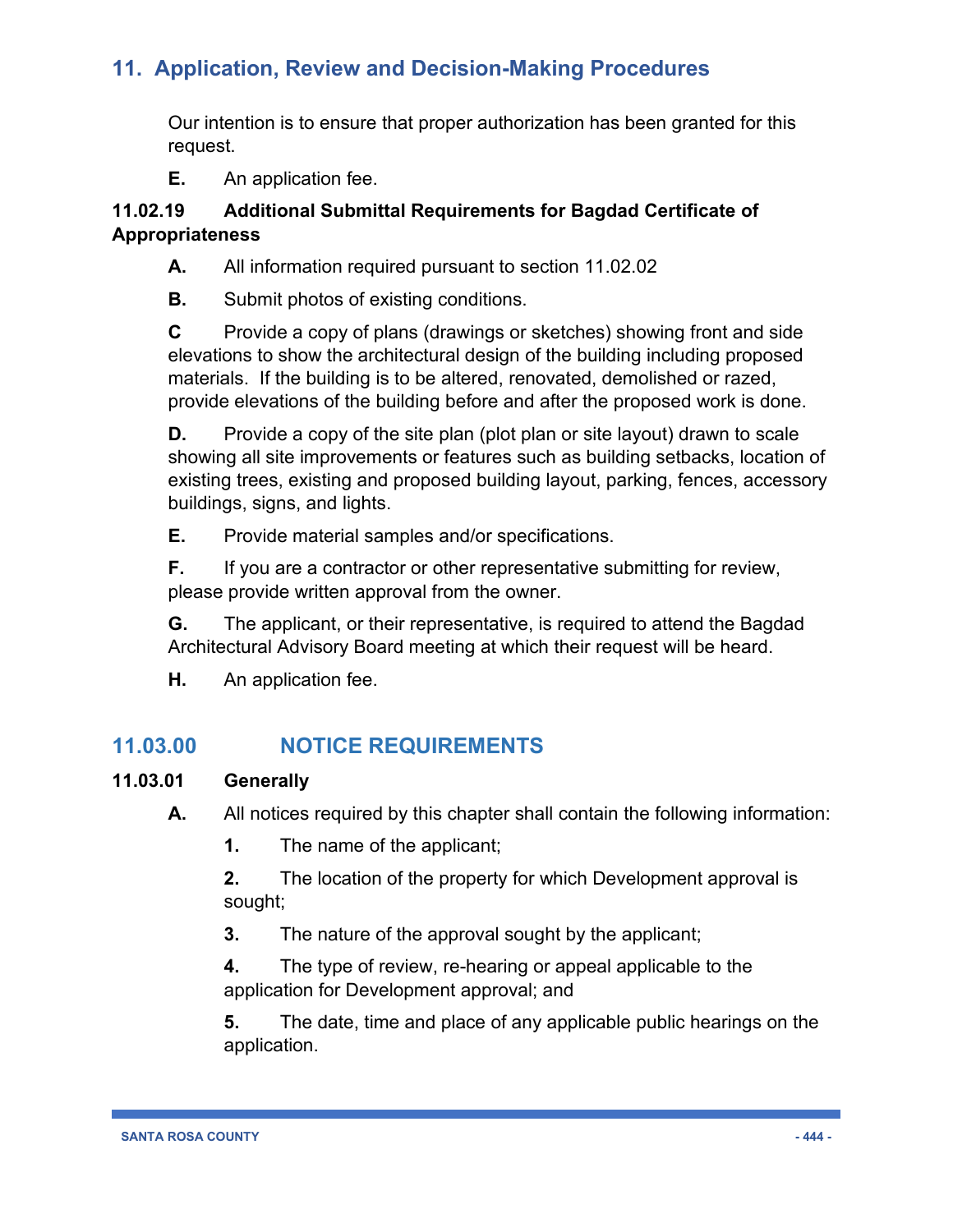Our intention is to ensure that proper authorization has been granted for this request.

**E.** An application fee.

**11.02.19 Additional Submittal Requirements for Bagdad Certificate of Appropriateness**

**A.** All information required pursuant to section 11.02.02

**B.** Submit photos of existing conditions.

**C** Provide a copy of plans (drawings or sketches) showing front and side elevations to show the architectural design of the building including proposed materials. If the building is to be altered, renovated, demolished or razed, provide elevations of the building before and after the proposed work is done.

**D.** Provide a copy of the site plan (plot plan or site layout) drawn to scale showing all site improvements or features such as building setbacks, location of existing trees, existing and proposed building layout, parking, fences, accessory buildings, signs, and lights.

**E.** Provide material samples and/or specifications.

**F.** If you are a contractor or other representative submitting for review, please provide written approval from the owner.

**G.** The applicant, or their representative, is required to attend the Bagdad Architectural Advisory Board meeting at which their request will be heard.

**H.** An application fee.

## 11.03.00 NOTICE REQUIREMENTS

**11.03.01 Generally**

**A.** All notices required by this chapter shall contain the following information:

**1.** The name of the applicant;

**2.** The location of the property for which Development approval is sought;

**3.** The nature of the approval sought by the applicant;

**4.** The type of review, re-hearing or appeal applicable to the application for Development approval; and

**5.** The date, time and place of any applicable public hearings on the application.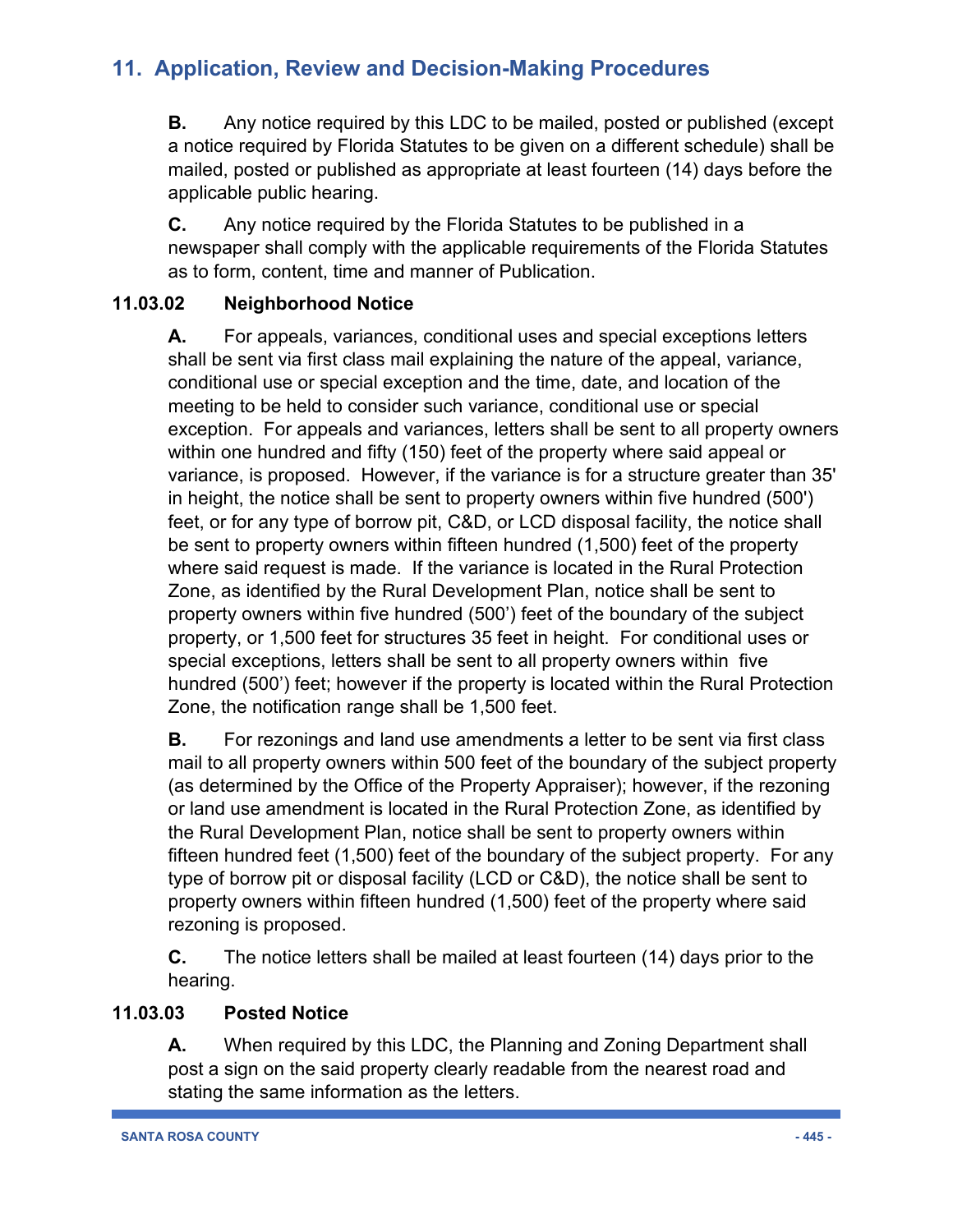**B.** Any notice required by this LDC to be mailed, posted or published (except a notice required by Florida Statutes to be given on a different schedule) shall be mailed, posted or published as appropriate at least fourteen (14) days before the applicable public hearing.

**C.** Any notice required by the Florida Statutes to be published in a newspaper shall comply with the applicable requirements of the Florida Statutes as to form, content, time and manner of Publication.

### 11.03.02 Neighborhood Notice

**A.** For appeals, variances, conditional uses and special exceptions letters shall be sent via first class mail explaining the nature of the appeal, variance, conditional use or special exception and the time, date, and location of the meeting to be held to consider such variance, conditional use or special exception. For appeals and variances, letters shall be sent to all property owners within one hundred and fifty (150) feet of the property where said appeal or variance, is proposed. However, if the variance is for a structure greater than 35' in height, the notice shall be sent to property owners within five hundred (500') feet, or for any type of borrow pit, C&D, or LCD disposal facility, the notice shall be sent to property owners within fifteen hundred (1,500) feet of the property where said request is made. If the variance is located in the Rural Protection Zone, as identified by the Rural Development Plan, notice shall be sent to property owners within five hundred (500') feet of the boundary of the subject property, or 1,500 feet for structures 35 feet in height. For conditional uses or special exceptions, letters shall be sent to all property owners within five hundred (500') feet; however if the property is located within the Rural Protection Zone, the notification range shall be 1,500 feet.

**B.** For rezonings and land use amendments a letter to be sent via first class mail to all property owners within 500 feet of the boundary of the subject property (as determined by the Office of the Property Appraiser); however, if the rezoning or land use amendment is located in the Rural Protection Zone, as identified by the Rural Development Plan, notice shall be sent to property owners within fifteen hundred feet (1,500) feet of the boundary of the subject property. For any type of borrow pit or disposal facility (LCD or C&D), the notice shall be sent to property owners within fifteen hundred (1,500) feet of the property where said rezoning is proposed.

**C.** The notice letters shall be mailed at least fourteen (14) days prior to the hearing.

### 11.03.03 Posted Notice

**A.** When required by this LDC, the Planning and Zoning Department shall post a sign on the said property clearly readable from the nearest road and stating the same information as the letters.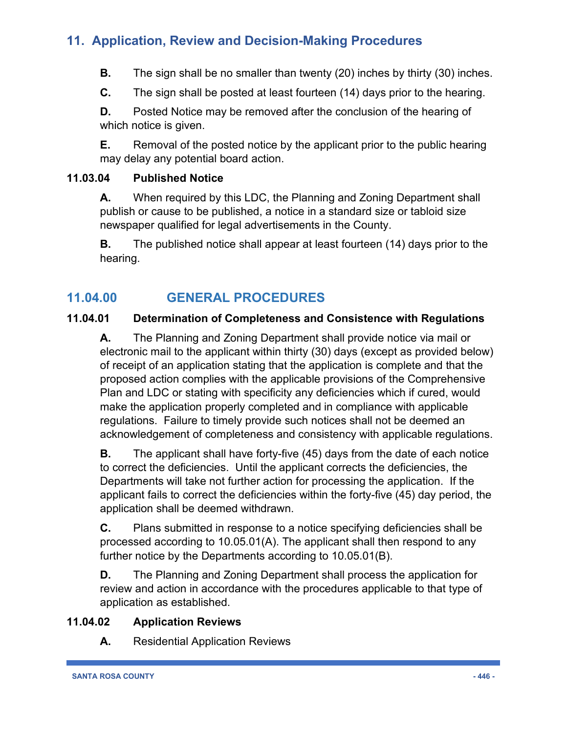**B.** The sign shall be no smaller than twenty (20) inches by thirty (30) inches.

**C.** The sign shall be posted at least fourteen (14) days prior to the hearing.

**D.** Posted Notice may be removed after the conclusion of the hearing of which notice is given.

**E.** Removal of the posted notice by the applicant prior to the public hearing may delay any potential board action.

**11.03.04 Published Notice**

**A.** When required by this LDC, the Planning and Zoning Department shall publish or cause to be published, a notice in a standard size or tabloid size newspaper qualified for legal advertisements in the County.

**B.** The published notice shall appear at least fourteen (14) days prior to the hearing.

## 11.04.00 GENERAL PROCEDURES

**11.04.01 Determination of Completeness and Consistence with Regulations**

**A.** The Planning and Zoning Department shall provide notice via mail or electronic mail to the applicant within thirty (30) days (except as provided below) of receipt of an application stating that the application is complete and that the proposed action complies with the applicable provisions of the Comprehensive Plan and LDC or stating with specificity any deficiencies which if cured, would make the application properly completed and in compliance with applicable regulations. Failure to timely provide such notices shall not be deemed an acknowledgement of completeness and consistency with applicable regulations.

**B.** The applicant shall have forty-five (45) days from the date of each notice to correct the deficiencies. Until the applicant corrects the deficiencies, the Departments will take not further action for processing the application. If the applicant fails to correct the deficiencies within the forty-five (45) day period, the application shall be deemed withdrawn.

**C.** Plans submitted in response to a notice specifying deficiencies shall be processed according to 10.05.01(A). The applicant shall then respond to any further notice by the Departments according to 10.05.01(B).

**D.** The Planning and Zoning Department shall process the application for review and action in accordance with the procedures applicable to that type of application as established.

**11.04.02 Application Reviews**

**A.** Residential Application Reviews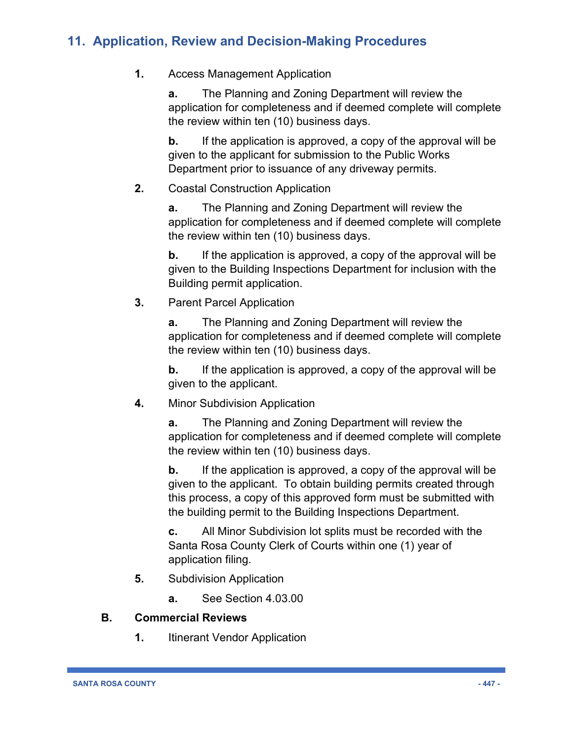## 11. Application, Review and Decision-Making Procedures

**1.** Access Management Application

**a.** The Planning and Zoning Department will review the application for completeness and if deemed complete will complete the review within ten (10) business days.

**b.** If the application is approved, a copy of the approval will be given to the applicant for submission to the Public Works Department prior to issuance of any driveway permits.

**2.** Coastal Construction Application

**a.** The Planning and Zoning Department will review the application for completeness and if deemed complete will complete the review within ten (10) business days.

**b.** If the application is approved, a copy of the approval will be given to the Building Inspections Department for inclusion with the Building permit application.

**3.** Parent Parcel Application

**a.** The Planning and Zoning Department will review the application for completeness and if deemed complete will complete the review within ten (10) business days.

**b.** If the application is approved, a copy of the approval will be given to the applicant.

**4.** Minor Subdivision Application

**a.** The Planning and Zoning Department will review the application for completeness and if deemed complete will complete the review within ten (10) business days.

**b.** If the application is approved, a copy of the approval will be given to the applicant. To obtain building permits created through this process, a copy of this approved form must be submitted with the building permit to the Building Inspections Department.

**c.** All Minor Subdivision lot splits must be recorded with the Santa Rosa County Clerk of Courts within one (1) year of application filing.

**5.** Subdivision Application

**a.** See Section 4.03.00

**B. Commercial Reviews**

**1.** Itinerant Vendor Application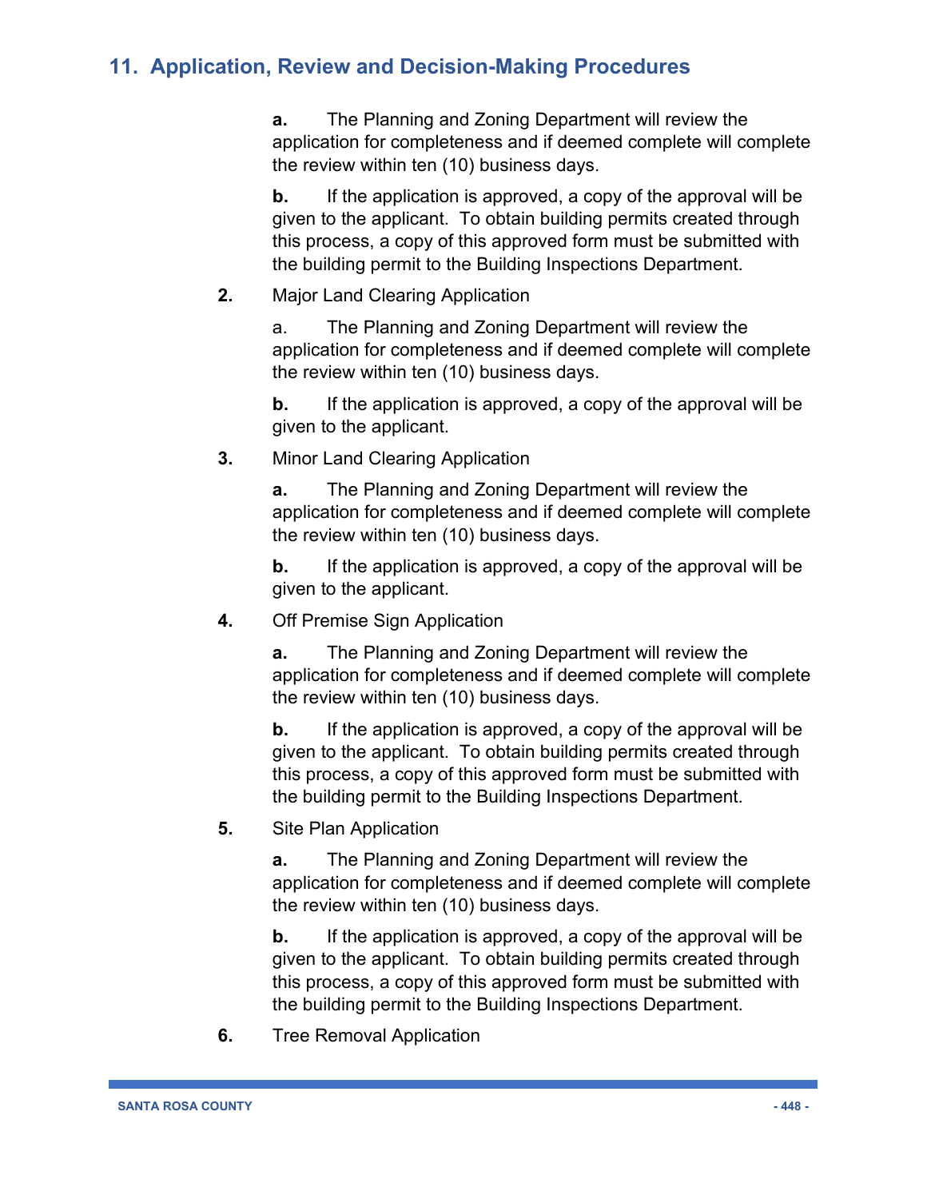## 11. Application, Review and Decision-Making Procedures

**a.** The Planning and Zoning Department will review the application for completeness and if deemed complete will complete the review within ten (10) business days.

**b.** If the application is approved, a copy of the approval will be given to the applicant. To obtain building permits created through this process, a copy of this approved form must be submitted with the building permit to the Building Inspections Department.

**2.** Major Land Clearing Application

a. The Planning and Zoning Department will review the application for completeness and if deemed complete will complete the review within ten (10) business days.

**b.** If the application is approved, a copy of the approval will be given to the applicant.

**3.** Minor Land Clearing Application

**a.** The Planning and Zoning Department will review the application for completeness and if deemed complete will complete the review within ten (10) business days.

**b.** If the application is approved, a copy of the approval will be given to the applicant.

**4.** Off Premise Sign Application

**a.** The Planning and Zoning Department will review the application for completeness and if deemed complete will complete the review within ten (10) business days.

**b.** If the application is approved, a copy of the approval will be given to the applicant. To obtain building permits created through this process, a copy of this approved form must be submitted with the building permit to the Building Inspections Department.

**5.** Site Plan Application

**a.** The Planning and Zoning Department will review the application for completeness and if deemed complete will complete the review within ten (10) business days.

**b.** If the application is approved, a copy of the approval will be given to the applicant. To obtain building permits created through this process, a copy of this approved form must be submitted with the building permit to the Building Inspections Department.

**6.** Tree Removal Application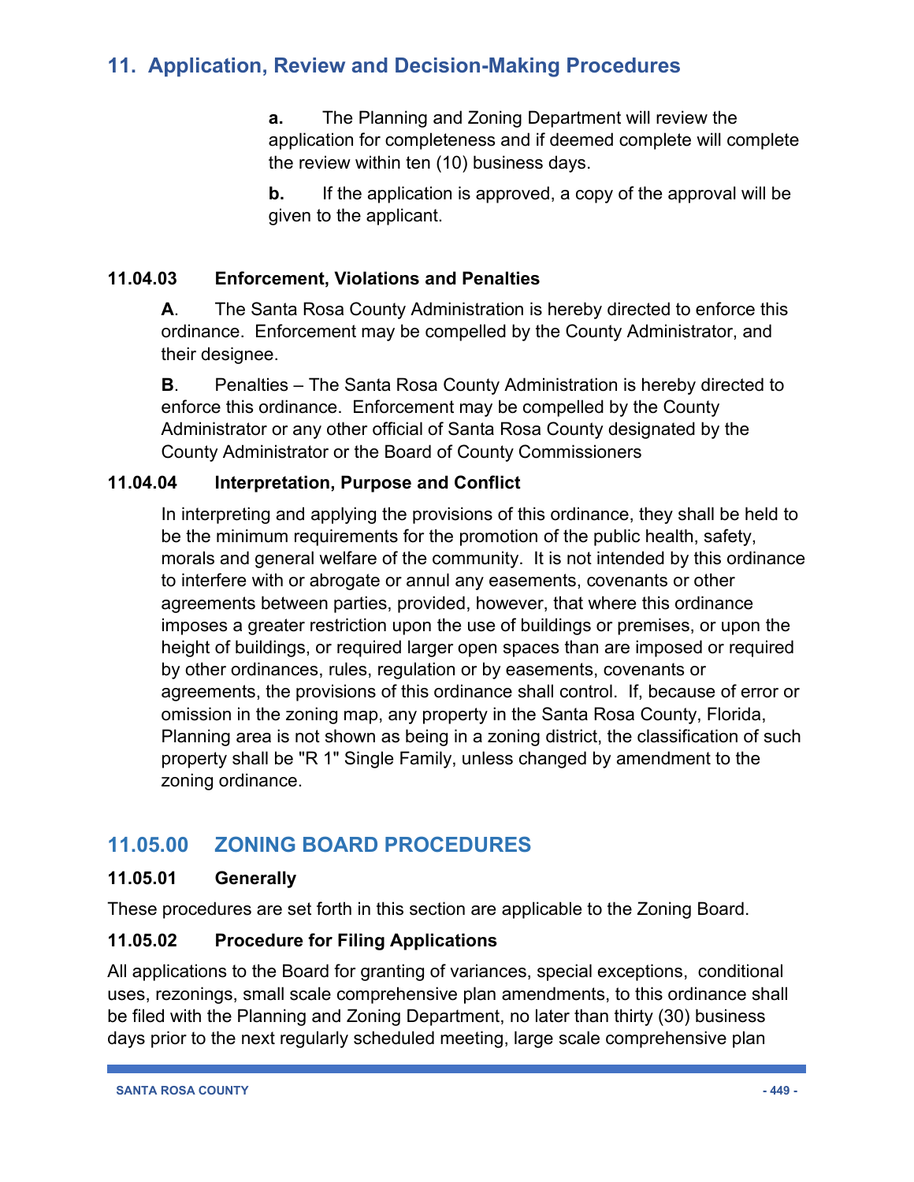## 11. Application, Review and Decision-Making Procedures

**a.** The Planning and Zoning Department will review the application for completeness and if deemed complete will complete the review within ten (10) business days.

**b.** If the application is approved, a copy of the approval will be given to the applicant.

### 11.04.03 Enforcement, Violations and Penalties

**A**. The Santa Rosa County Administration is hereby directed to enforce this ordinance. Enforcement may be compelled by the County Administrator, and their designee.

**B**. Penalties – The Santa Rosa County Administration is hereby directed to enforce this ordinance. Enforcement may be compelled by the County Administrator or any other official of Santa Rosa County designated by the County Administrator or the Board of County Commissioners

### 11.04.04 Interpretation, Purpose and Conflict

In interpreting and applying the provisions of this ordinance, they shall be held to be the minimum requirements for the promotion of the public health, safety, morals and general welfare of the community. It is not intended by this ordinance to interfere with or abrogate or annul any easements, covenants or other agreements between parties, provided, however, that where this ordinance imposes a greater restriction upon the use of buildings or premises, or upon the height of buildings, or required larger open spaces than are imposed or required by other ordinances, rules, regulation or by easements, covenants or agreements, the provisions of this ordinance shall control. If, because of error or omission in the zoning map, any property in the Santa Rosa County, Florida, Planning area is not shown as being in a zoning district, the classification of such property shall be "R 1" Single Family, unless changed by amendment to the zoning ordinance.

## 11.05.00 ZONING BOARD PROCEDURES

### 11.05.01 Generally

These procedures are set forth in this section are applicable to the Zoning Board.

### 11.05.02 Procedure for Filing Applications

All applications to the Board for granting of variances, special exceptions, conditional uses, rezonings, small scale comprehensive plan amendments, to this ordinance shall be filed with the Planning and Zoning Department, no later than thirty (30) business days prior to the next regularly scheduled meeting, large scale comprehensive plan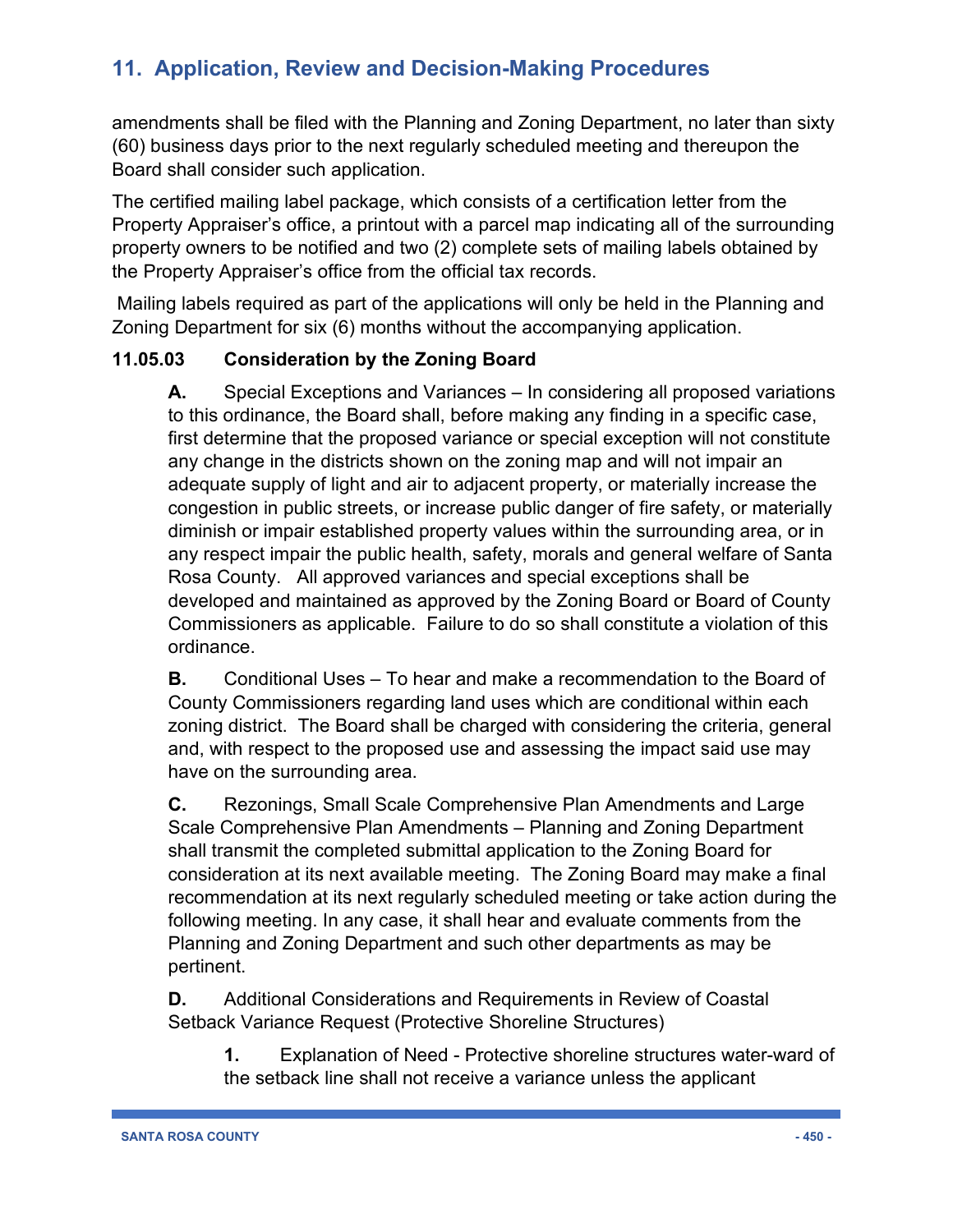amendments shall be filed with the Planning and Zoning Department, no later than sixty (60) business days prior to the next regularly scheduled meeting and thereupon the Board shall consider such application.

The certified mailing label package, which consists of a certification letter from the Property Appraiser's office, a printout with a parcel map indicating all of the surrounding property owners to be notified and two (2) complete sets of mailing labels obtained by the Property Appraiser's office from the official tax records.

Mailing labels required as part of the applications will only be held in the Planning and Zoning Department for six (6) months without the accompanying application.

**11.05.03 Consideration by the Zoning Board**

**A.** Special Exceptions and Variances – In considering all proposed variations to this ordinance, the Board shall, before making any finding in a specific case, first determine that the proposed variance or special exception will not constitute any change in the districts shown on the zoning map and will not impair an adequate supply of light and air to adjacent property, or materially increase the congestion in public streets, or increase public danger of fire safety, or materially diminish or impair established property values within the surrounding area, or in any respect impair the public health, safety, morals and general welfare of Santa Rosa County. All approved variances and special exceptions shall be developed and maintained as approved by the Zoning Board or Board of County Commissioners as applicable. Failure to do so shall constitute a violation of this ordinance.

**B.** Conditional Uses – To hear and make a recommendation to the Board of County Commissioners regarding land uses which are conditional within each zoning district. The Board shall be charged with considering the criteria, general and, with respect to the proposed use and assessing the impact said use may have on the surrounding area.

**C.** Rezonings, Small Scale Comprehensive Plan Amendments and Large Scale Comprehensive Plan Amendments – Planning and Zoning Department shall transmit the completed submittal application to the Zoning Board for consideration at its next available meeting. The Zoning Board may make a final recommendation at its next regularly scheduled meeting or take action during the following meeting. In any case, it shall hear and evaluate comments from the Planning and Zoning Department and such other departments as may be pertinent.

**D.** Additional Considerations and Requirements in Review of Coastal Setback Variance Request (Protective Shoreline Structures)

**1.** Explanation of Need - Protective shoreline structures water-ward of the setback line shall not receive a variance unless the applicant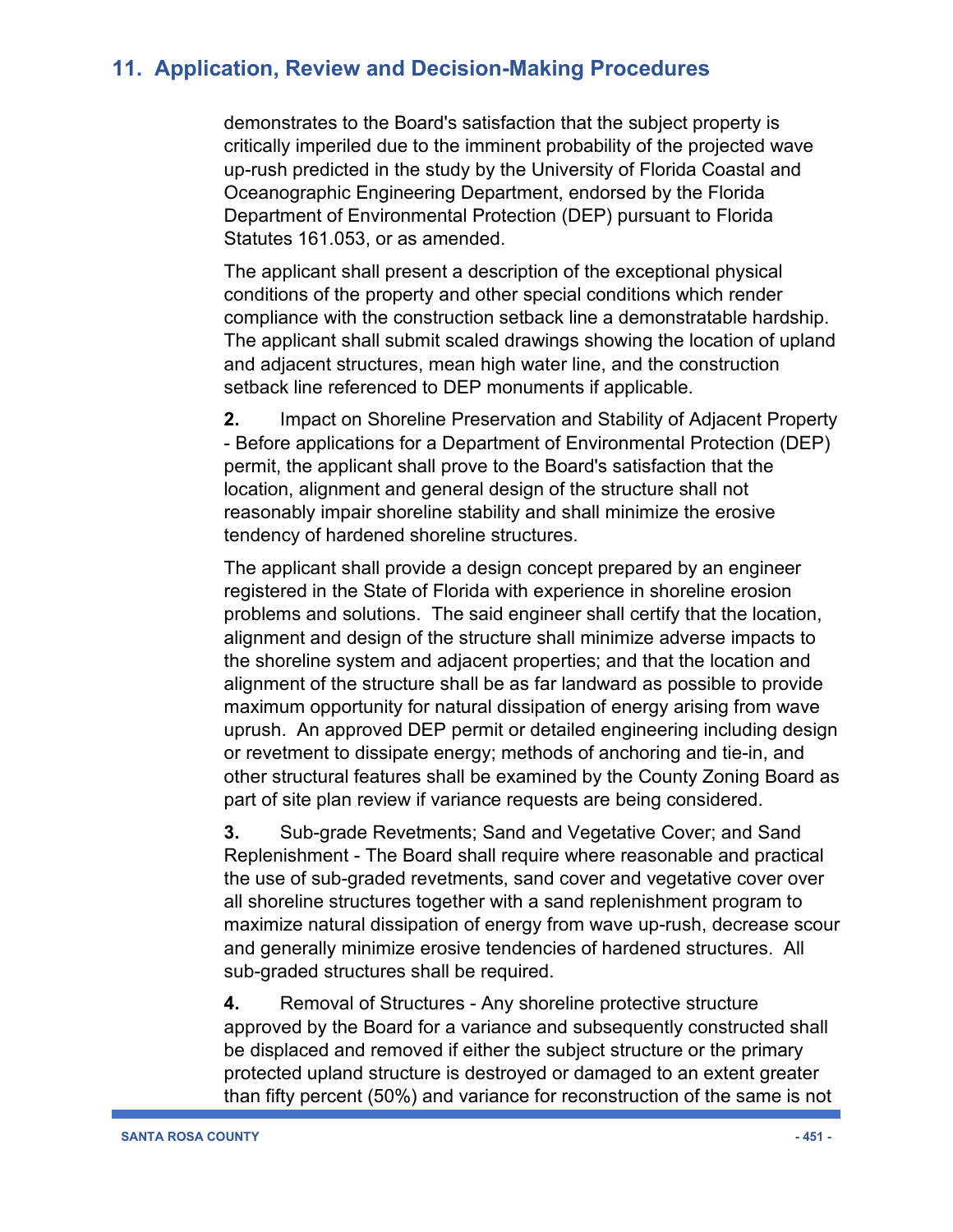demonstrates to the Board's satisfaction that the subject property is critically imperiled due to the imminent probability of the projected wave up-rush predicted in the study by the University of Florida Coastal and Oceanographic Engineering Department, endorsed by the Florida Department of Environmental Protection (DEP) pursuant to Florida Statutes 161.053, or as amended.

The applicant shall present a description of the exceptional physical conditions of the property and other special conditions which render compliance with the construction setback line a demonstratable hardship. The applicant shall submit scaled drawings showing the location of upland and adjacent structures, mean high water line, and the construction setback line referenced to DEP monuments if applicable.

**2.** Impact on Shoreline Preservation and Stability of Adjacent Property - Before applications for a Department of Environmental Protection (DEP) permit, the applicant shall prove to the Board's satisfaction that the location, alignment and general design of the structure shall not reasonably impair shoreline stability and shall minimize the erosive tendency of hardened shoreline structures.

The applicant shall provide a design concept prepared by an engineer registered in the State of Florida with experience in shoreline erosion problems and solutions. The said engineer shall certify that the location, alignment and design of the structure shall minimize adverse impacts to the shoreline system and adjacent properties; and that the location and alignment of the structure shall be as far landward as possible to provide maximum opportunity for natural dissipation of energy arising from wave uprush. An approved DEP permit or detailed engineering including design or revetment to dissipate energy; methods of anchoring and tie-in, and other structural features shall be examined by the County Zoning Board as part of site plan review if variance requests are being considered.

**3.** Sub-grade Revetments; Sand and Vegetative Cover; and Sand Replenishment - The Board shall require where reasonable and practical the use of sub-graded revetments, sand cover and vegetative cover over all shoreline structures together with a sand replenishment program to maximize natural dissipation of energy from wave up-rush, decrease scour and generally minimize erosive tendencies of hardened structures. All sub-graded structures shall be required.

**4.** Removal of Structures - Any shoreline protective structure approved by the Board for a variance and subsequently constructed shall be displaced and removed if either the subject structure or the primary protected upland structure is destroyed or damaged to an extent greater than fifty percent (50%) and variance for reconstruction of the same is not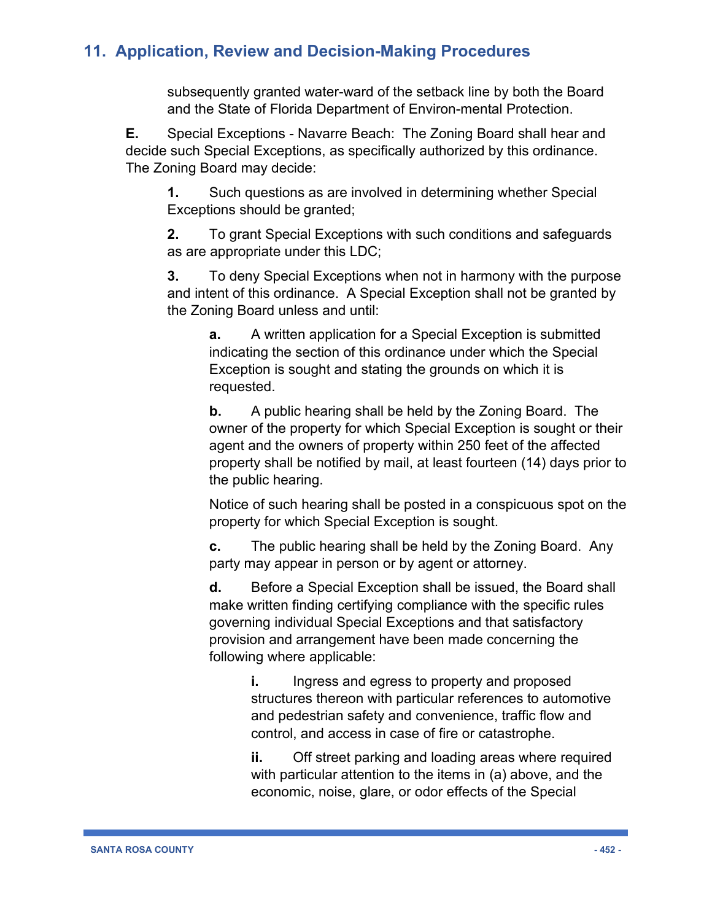subsequently granted water-ward of the setback line by both the Board and the State of Florida Department of Environ-mental Protection.

**E.** Special Exceptions - Navarre Beach: The Zoning Board shall hear and decide such Special Exceptions, as specifically authorized by this ordinance. The Zoning Board may decide:

**1.** Such questions as are involved in determining whether Special Exceptions should be granted;

**2.** To grant Special Exceptions with such conditions and safeguards as are appropriate under this LDC;

**3.** To deny Special Exceptions when not in harmony with the purpose and intent of this ordinance. A Special Exception shall not be granted by the Zoning Board unless and until:

**a.** A written application for a Special Exception is submitted indicating the section of this ordinance under which the Special Exception is sought and stating the grounds on which it is requested.

**b.** A public hearing shall be held by the Zoning Board. The owner of the property for which Special Exception is sought or their agent and the owners of property within 250 feet of the affected property shall be notified by mail, at least fourteen (14) days prior to the public hearing.

Notice of such hearing shall be posted in a conspicuous spot on the property for which Special Exception is sought.

**c.** The public hearing shall be held by the Zoning Board. Any party may appear in person or by agent or attorney.

**d.** Before a Special Exception shall be issued, the Board shall make written finding certifying compliance with the specific rules governing individual Special Exceptions and that satisfactory provision and arrangement have been made concerning the following where applicable:

**i.** Ingress and egress to property and proposed structures thereon with particular references to automotive and pedestrian safety and convenience, traffic flow and control, and access in case of fire or catastrophe.

**ii.** Off street parking and loading areas where required with particular attention to the items in (a) above, and the economic, noise, glare, or odor effects of the Special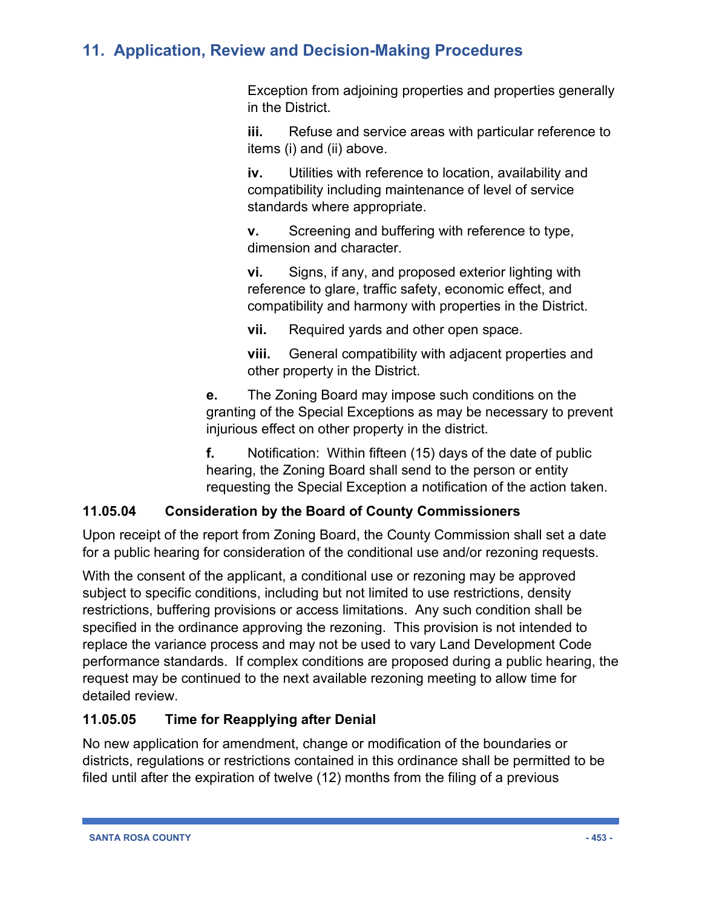Exception from adjoining properties and properties generally in the District.

**iii.** Refuse and service areas with particular reference to items (i) and (ii) above.

**iv.** Utilities with reference to location, availability and compatibility including maintenance of level of service standards where appropriate.

**v.** Screening and buffering with reference to type, dimension and character.

**vi.** Signs, if any, and proposed exterior lighting with reference to glare, traffic safety, economic effect, and compatibility and harmony with properties in the District.

**vii.** Required yards and other open space.

**viii.** General compatibility with adjacent properties and other property in the District.

**e.** The Zoning Board may impose such conditions on the granting of the Special Exceptions as may be necessary to prevent injurious effect on other property in the district.

**f.** Notification: Within fifteen (15) days of the date of public hearing, the Zoning Board shall send to the person or entity requesting the Special Exception a notification of the action taken.

### 11.05.04 Consideration by the Board of County Commissioners

Upon receipt of the report from Zoning Board, the County Commission shall set a date for a public hearing for consideration of the conditional use and/or rezoning requests.

With the consent of the applicant, a conditional use or rezoning may be approved subject to specific conditions, including but not limited to use restrictions, density restrictions, buffering provisions or access limitations. Any such condition shall be specified in the ordinance approving the rezoning. This provision is not intended to replace the variance process and may not be used to vary Land Development Code performance standards. If complex conditions are proposed during a public hearing, the request may be continued to the next available rezoning meeting to allow time for detailed review.

### 11.05.05 Time for Reapplying after Denial

No new application for amendment, change or modification of the boundaries or districts, regulations or restrictions contained in this ordinance shall be permitted to be filed until after the expiration of twelve (12) months from the filing of a previous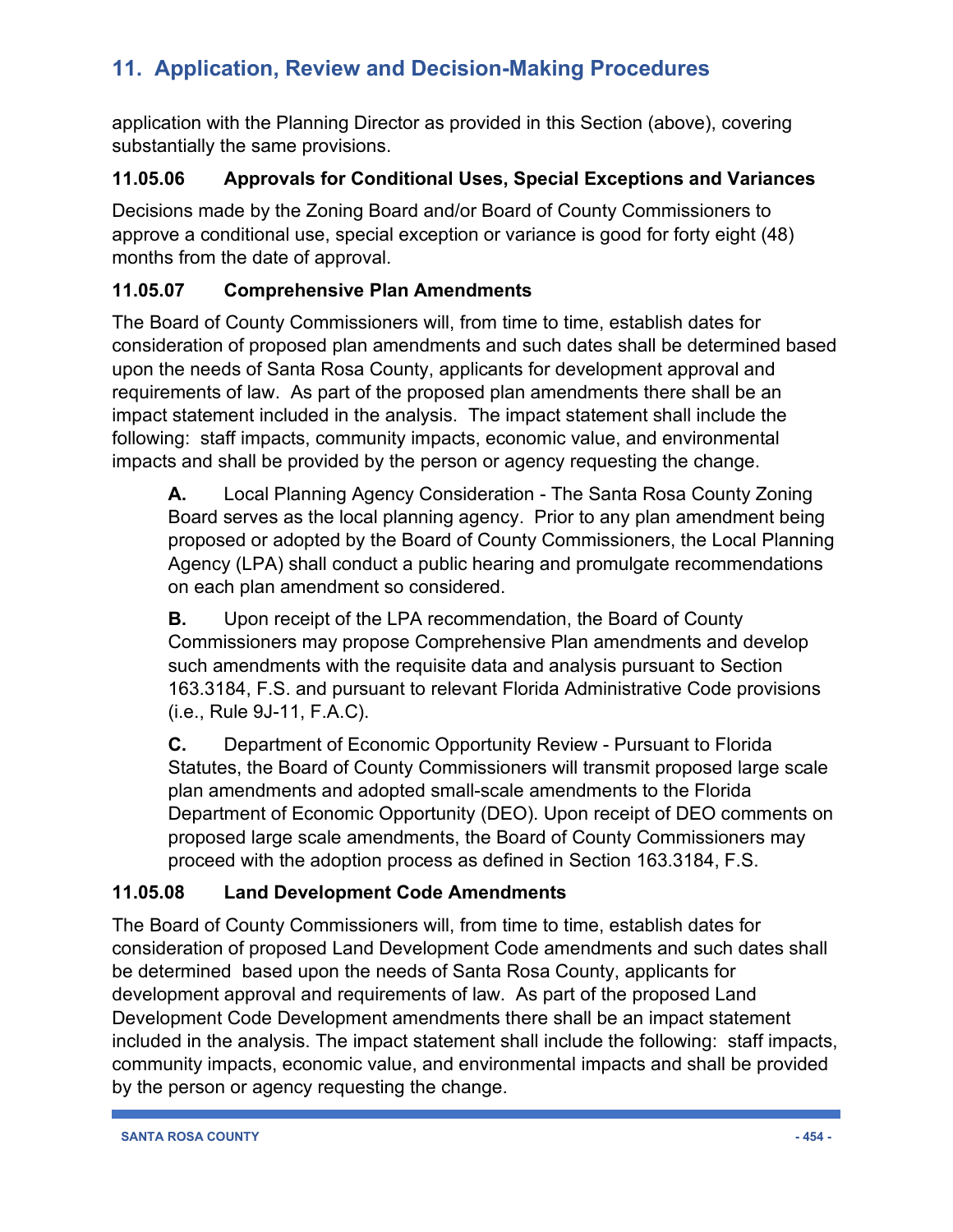application with the Planning Director as provided in this Section (above), covering substantially the same provisions.

### 11.05.06 Approvals for Conditional Uses, Special Exceptions and Variances

Decisions made by the Zoning Board and/or Board of County Commissioners to approve a conditional use, special exception or variance is good for forty eight (48) months from the date of approval.

### 11.05.07 Comprehensive Plan Amendments

The Board of County Commissioners will, from time to time, establish dates for consideration of proposed plan amendments and such dates shall be determined based upon the needs of Santa Rosa County, applicants for development approval and requirements of law. As part of the proposed plan amendments there shall be an impact statement included in the analysis. The impact statement shall include the following: staff impacts, community impacts, economic value, and environmental impacts and shall be provided by the person or agency requesting the change.

**A.** Local Planning Agency Consideration - The Santa Rosa County Zoning Board serves as the local planning agency. Prior to any plan amendment being proposed or adopted by the Board of County Commissioners, the Local Planning Agency (LPA) shall conduct a public hearing and promulgate recommendations on each plan amendment so considered.

**B.** Upon receipt of the LPA recommendation, the Board of County Commissioners may propose Comprehensive Plan amendments and develop such amendments with the requisite data and analysis pursuant to Section 163.3184, F.S. and pursuant to relevant Florida Administrative Code provisions (i.e., Rule 9J-11, F.A.C).

**C.** Department of Economic Opportunity Review - Pursuant to Florida Statutes, the Board of County Commissioners will transmit proposed large scale plan amendments and adopted small-scale amendments to the Florida Department of Economic Opportunity (DEO). Upon receipt of DEO comments on proposed large scale amendments, the Board of County Commissioners may proceed with the adoption process as defined in Section 163.3184, F.S.

### 11.05.08 Land Development Code Amendments

The Board of County Commissioners will, from time to time, establish dates for consideration of proposed Land Development Code amendments and such dates shall be determined based upon the needs of Santa Rosa County, applicants for development approval and requirements of law. As part of the proposed Land Development Code Development amendments there shall be an impact statement included in the analysis. The impact statement shall include the following: staff impacts, community impacts, economic value, and environmental impacts and shall be provided by the person or agency requesting the change.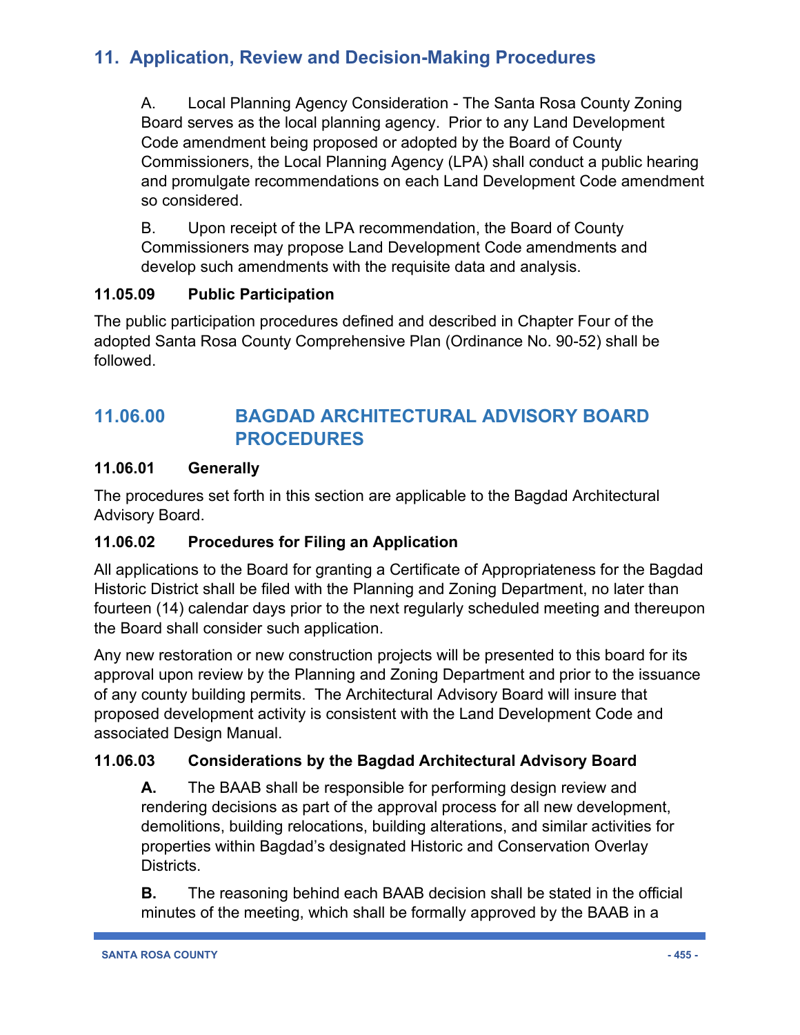## 11. Application, Review and Decision-Making Procedures

A. Local Planning Agency Consideration - The Santa Rosa County Zoning Board serves as the local planning agency. Prior to any Land Development Code amendment being proposed or adopted by the Board of County Commissioners, the Local Planning Agency (LPA) shall conduct a public hearing and promulgate recommendations on each Land Development Code amendment so considered.

B. Upon receipt of the LPA recommendation, the Board of County Commissioners may propose Land Development Code amendments and develop such amendments with the requisite data and analysis.

**11.05.09 Public Participation**

The public participation procedures defined and described in Chapter Four of the adopted Santa Rosa County Comprehensive Plan (Ordinance No. 90-52) shall be followed.

## 11.06.00 BAGDAD ARCHITECTURAL ADVISORY BOARD PROCEDURES

**11.06.01 Generally**

The procedures set forth in this section are applicable to the Bagdad Architectural Advisory Board.

**11.06.02 Procedures for Filing an Application**

All applications to the Board for granting a Certificate of Appropriateness for the Bagdad Historic District shall be filed with the Planning and Zoning Department, no later than fourteen (14) calendar days prior to the next regularly scheduled meeting and thereupon the Board shall consider such application.

Any new restoration or new construction projects will be presented to this board for its approval upon review by the Planning and Zoning Department and prior to the issuance of any county building permits. The Architectural Advisory Board will insure that proposed development activity is consistent with the Land Development Code and associated Design Manual.

**11.06.03 Considerations by the Bagdad Architectural Advisory Board**

**A.** The BAAB shall be responsible for performing design review and rendering decisions as part of the approval process for all new development, demolitions, building relocations, building alterations, and similar activities for properties within Bagdad's designated Historic and Conservation Overlay Districts.

**B.** The reasoning behind each BAAB decision shall be stated in the official minutes of the meeting, which shall be formally approved by the BAAB in a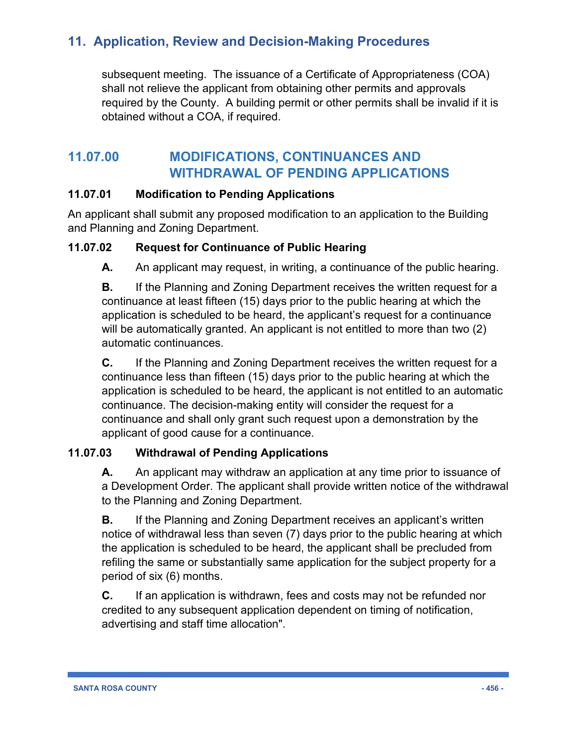subsequent meeting. The issuance of a Certificate of Appropriateness (COA) shall not relieve the applicant from obtaining other permits and approvals required by the County. A building permit or other permits shall be invalid if it is obtained without a COA, if required.

## 11.07.00 MODIFICATIONS, CONTINUANCES AND WITHDRAWAL OF PENDING APPLICATIONS

### 11.07.01 Modification to Pending Applications

An applicant shall submit any proposed modification to an application to the Building and Planning and Zoning Department.

### 11.07.02 Request for Continuance of Public Hearing

**A.** An applicant may request, in writing, a continuance of the public hearing.

**B.** If the Planning and Zoning Department receives the written request for a continuance at least fifteen (15) days prior to the public hearing at which the application is scheduled to be heard, the applicant's request for a continuance will be automatically granted. An applicant is not entitled to more than two (2) automatic continuances.

**C.** If the Planning and Zoning Department receives the written request for a continuance less than fifteen (15) days prior to the public hearing at which the application is scheduled to be heard, the applicant is not entitled to an automatic continuance. The decision-making entity will consider the request for a continuance and shall only grant such request upon a demonstration by the applicant of good cause for a continuance.

### 11.07.03 Withdrawal of Pending Applications

**A.** An applicant may withdraw an application at any time prior to issuance of a Development Order. The applicant shall provide written notice of the withdrawal to the Planning and Zoning Department.

**B.** If the Planning and Zoning Department receives an applicant's written notice of withdrawal less than seven (7) days prior to the public hearing at which the application is scheduled to be heard, the applicant shall be precluded from refiling the same or substantially same application for the subject property for a period of six (6) months.

**C.** If an application is withdrawn, fees and costs may not be refunded nor credited to any subsequent application dependent on timing of notification, advertising and staff time allocation".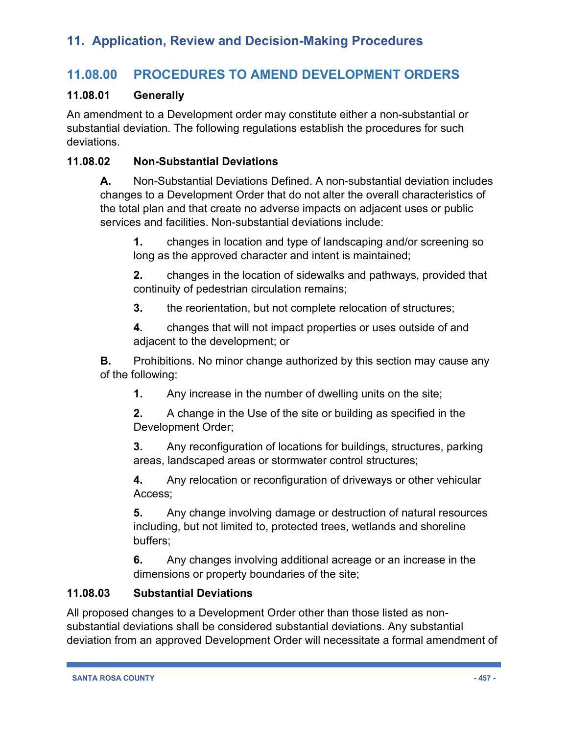# 11. Application, Review and Decision-Making Procedures

## 11.08.00 PROCEDURES TO AMEND DEVELOPMENT ORDERS

### 11.08.01 Generally

An amendment to a Development order may constitute either a non-substantial or substantial deviation. The following regulations establish the procedures for such deviations.

### 11.08.02 Non-Substantial Deviations

**A.** Non-Substantial Deviations Defined. A non-substantial deviation includes changes to a Development Order that do not alter the overall characteristics of the total plan and that create no adverse impacts on adjacent uses or public services and facilities. Non-substantial deviations include:

**1.** changes in location and type of landscaping and/or screening so long as the approved character and intent is maintained;

**2.** changes in the location of sidewalks and pathways, provided that continuity of pedestrian circulation remains;

**3.** the reorientation, but not complete relocation of structures;

**4.** changes that will not impact properties or uses outside of and adjacent to the development; or

**B.** Prohibitions. No minor change authorized by this section may cause any of the following:

**1.** Any increase in the number of dwelling units on the site;

**2.** A change in the Use of the site or building as specified in the Development Order;

**3.** Any reconfiguration of locations for buildings, structures, parking areas, landscaped areas or stormwater control structures;

**4.** Any relocation or reconfiguration of driveways or other vehicular Access;

**5.** Any change involving damage or destruction of natural resources including, but not limited to, protected trees, wetlands and shoreline buffers;

**6.** Any changes involving additional acreage or an increase in the dimensions or property boundaries of the site;

### 11.08.03 Substantial Deviations

All proposed changes to a Development Order other than those listed as non-substantial deviations shall be considered substantial deviations. Any substantial deviation from an approved Development Order will necessitate a formal amendment of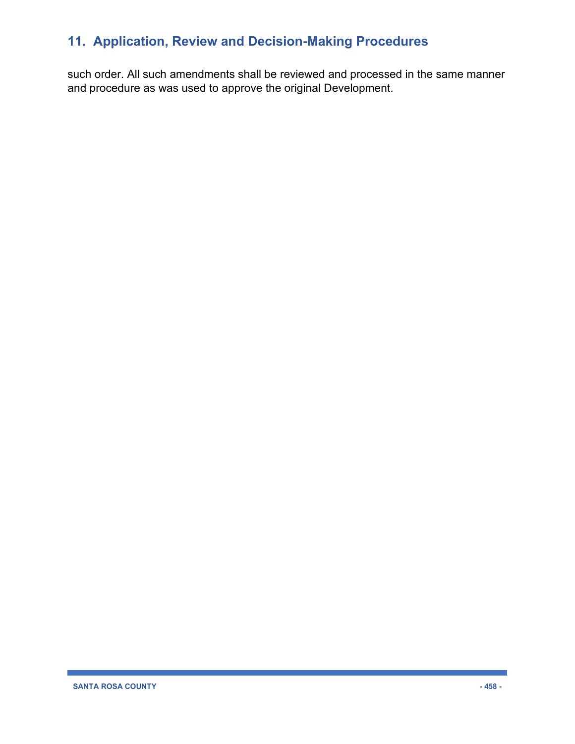such order. All such amendments shall be reviewed and processed in the same manner and procedure as was used to approve the original Development.